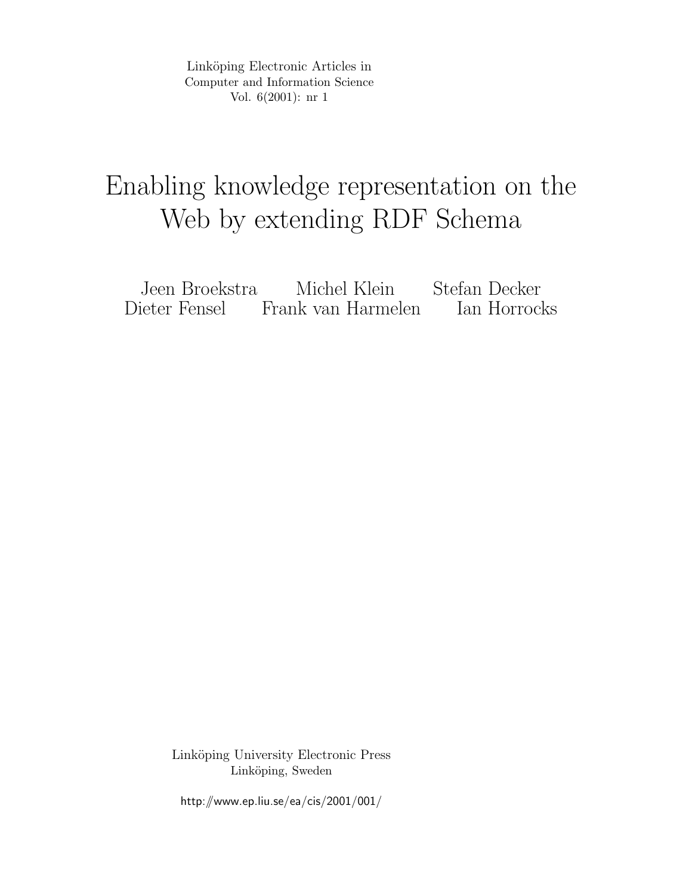Linköping Electronic Articles in
Computer and Information Science
Vol. 6(2001): nr 1

# Enabling knowledge representation on the Web by extending RDF Schema

Jeen Broekstra   Michel Klein   Stefan Decker
Dieter Fensel   Frank van Harmelen   Ian Horrocks

Linköping University Electronic Press
Linköping, Sweden

http://www.ep.liu.se/ea/cis/2001/001/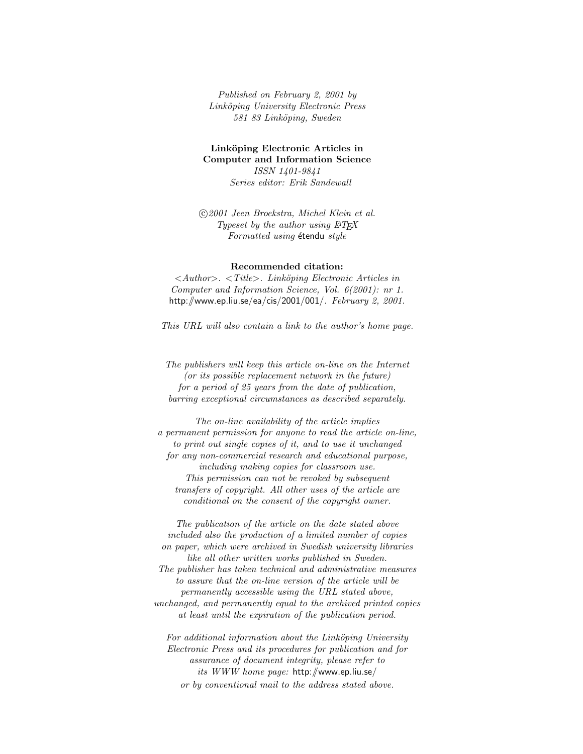*Published on February 2, 2001 by*
*Linköping University Electronic Press*
*581 83 Linköping, Sweden*

**Linköping Electronic Articles in**
**Computer and Information Science**
*ISSN 1401-9841*
*Series editor: Erik Sandewall*

*©2001 Jeen Broekstra, Michel Klein et al.*
*Typeset by the author using LaTeX*
*Formatted using* étendu *style*

**Recommended citation:**
*<Author>. <Title>. Linköping Electronic Articles in Computer and Information Science, Vol. 6(2001): nr 1.* http://www.ep.liu.se/ea/cis/2001/001/. *February 2, 2001.*

*This URL will also contain a link to the author's home page.*

*The publishers will keep this article on-line on the Internet (or its possible replacement network in the future) for a period of 25 years from the date of publication, barring exceptional circumstances as described separately.*

*The on-line availability of the article implies a permanent permission for anyone to read the article on-line, to print out single copies of it, and to use it unchanged for any non-commercial research and educational purpose, including making copies for classroom use. This permission can not be revoked by subsequent transfers of copyright. All other uses of the article are conditional on the consent of the copyright owner.*

*The publication of the article on the date stated above included also the production of a limited number of copies on paper, which were archived in Swedish university libraries like all other written works published in Sweden. The publisher has taken technical and administrative measures to assure that the on-line version of the article will be permanently accessible using the URL stated above, unchanged, and permanently equal to the archived printed copies at least until the expiration of the publication period.*

*For additional information about the Linköping University Electronic Press and its procedures for publication and for assurance of document integrity, please refer to its WWW home page:* http://www.ep.liu.se/ *or by conventional mail to the address stated above.*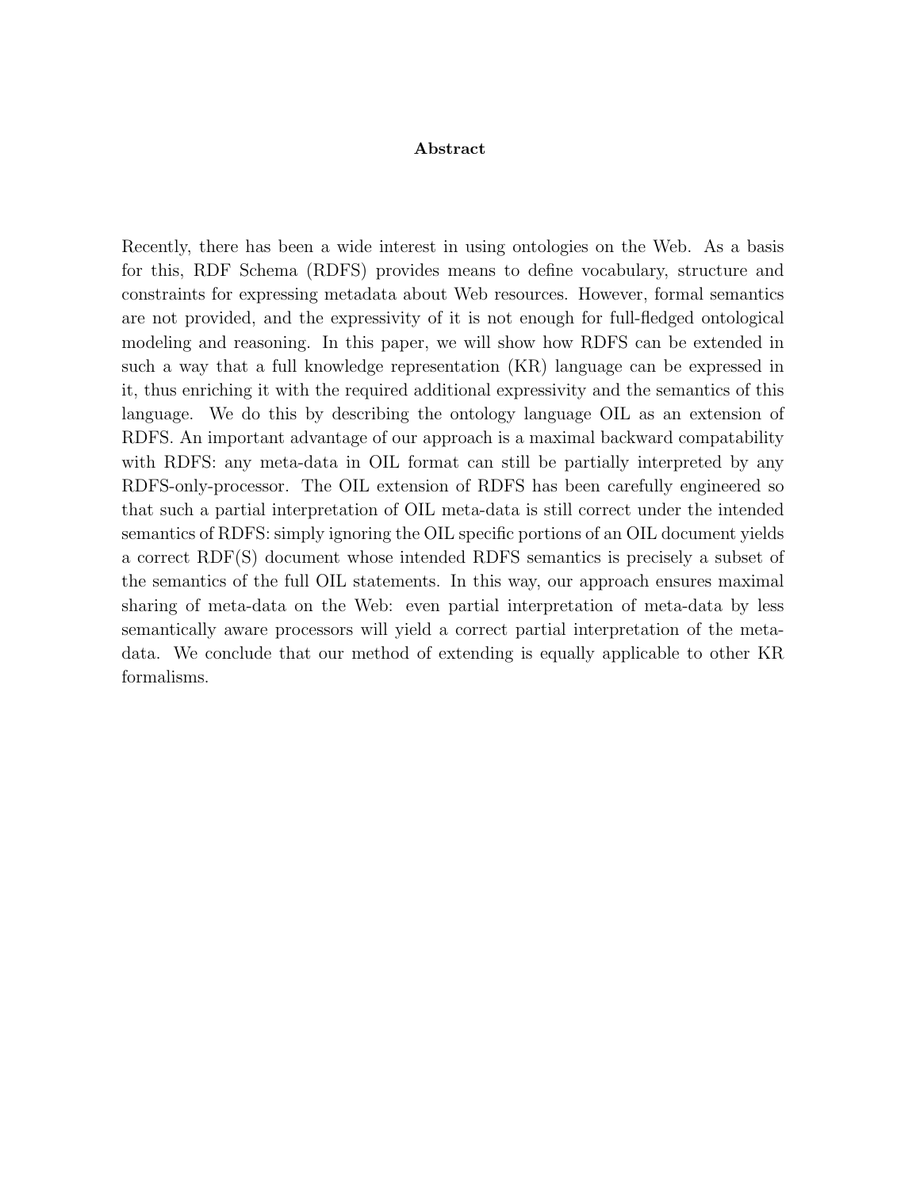**Abstract**

Recently, there has been a wide interest in using ontologies on the Web. As a basis for this, RDF Schema (RDFS) provides means to define vocabulary, structure and constraints for expressing metadata about Web resources. However, formal semantics are not provided, and the expressivity of it is not enough for full-fledged ontological modeling and reasoning. In this paper, we will show how RDFS can be extended in such a way that a full knowledge representation (KR) language can be expressed in it, thus enriching it with the required additional expressivity and the semantics of this language. We do this by describing the ontology language OIL as an extension of RDFS. An important advantage of our approach is a maximal backward compatability with RDFS: any meta-data in OIL format can still be partially interpreted by any RDFS-only-processor. The OIL extension of RDFS has been carefully engineered so that such a partial interpretation of OIL meta-data is still correct under the intended semantics of RDFS: simply ignoring the OIL specific portions of an OIL document yields a correct RDF(S) document whose intended RDFS semantics is precisely a subset of the semantics of the full OIL statements. In this way, our approach ensures maximal sharing of meta-data on the Web: even partial interpretation of meta-data by less semantically aware processors will yield a correct partial interpretation of the meta-data. We conclude that our method of extending is equally applicable to other KR formalisms.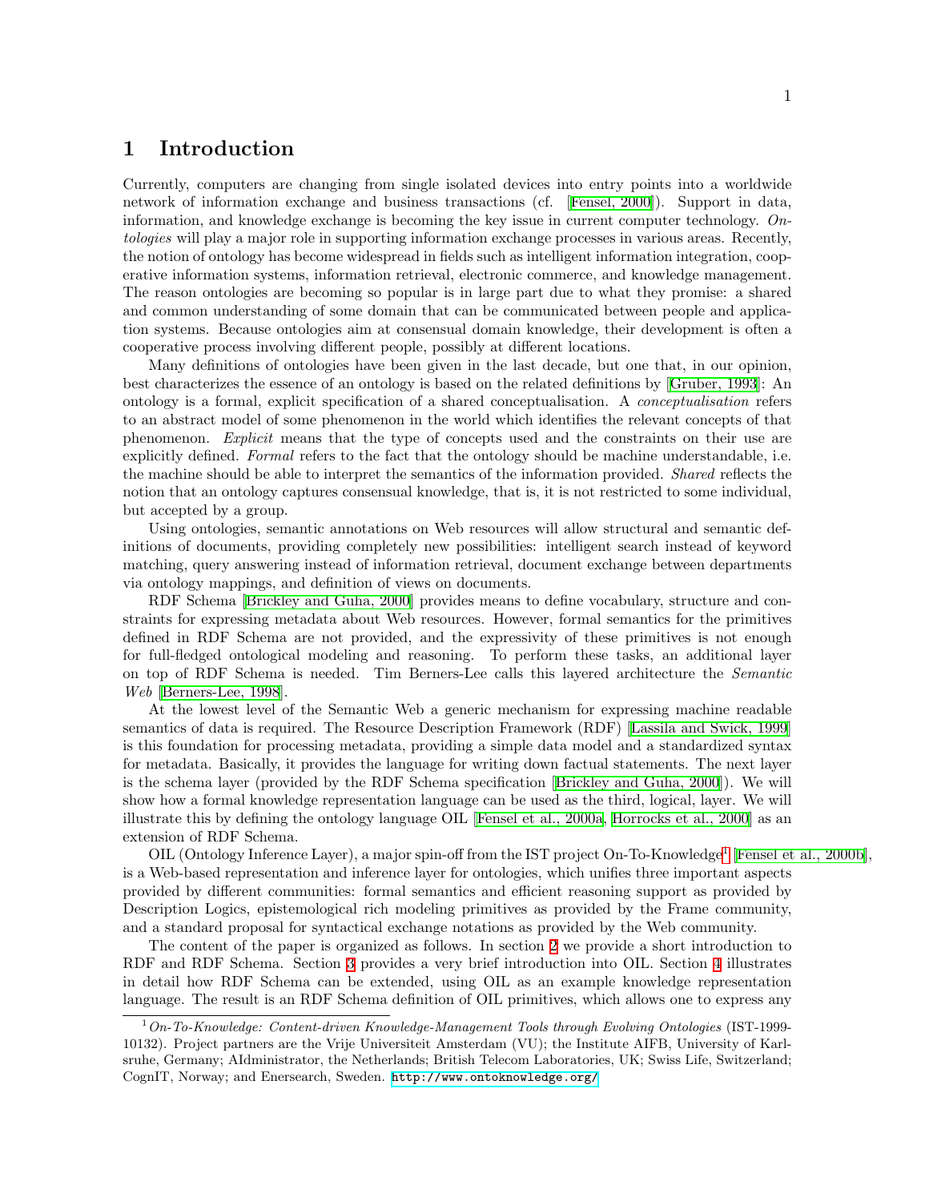# 1 Introduction

Currently, computers are changing from single isolated devices into entry points into a worldwide network of information exchange and business transactions (cf. [Fensel, 2000]). Support in data, information, and knowledge exchange is becoming the key issue in current computer technology. *Ontologies* will play a major role in supporting information exchange processes in various areas. Recently, the notion of ontology has become widespread in fields such as intelligent information integration, cooperative information systems, information retrieval, electronic commerce, and knowledge management. The reason ontologies are becoming so popular is in large part due to what they promise: a shared and common understanding of some domain that can be communicated between people and application systems. Because ontologies aim at consensual domain knowledge, their development is often a cooperative process involving different people, possibly at different locations.

Many definitions of ontologies have been given in the last decade, but one that, in our opinion, best characterizes the essence of an ontology is based on the related definitions by [Gruber, 1993]: An ontology is a formal, explicit specification of a shared conceptualisation. A *conceptualisation* refers to an abstract model of some phenomenon in the world which identifies the relevant concepts of that phenomenon. *Explicit* means that the type of concepts used and the constraints on their use are explicitly defined. *Formal* refers to the fact that the ontology should be machine understandable, i.e. the machine should be able to interpret the semantics of the information provided. *Shared* reflects the notion that an ontology captures consensual knowledge, that is, it is not restricted to some individual, but accepted by a group.

Using ontologies, semantic annotations on Web resources will allow structural and semantic definitions of documents, providing completely new possibilities: intelligent search instead of keyword matching, query answering instead of information retrieval, document exchange between departments via ontology mappings, and definition of views on documents.

RDF Schema [Brickley and Guha, 2000] provides means to define vocabulary, structure and constraints for expressing metadata about Web resources. However, formal semantics for the primitives defined in RDF Schema are not provided, and the expressivity of these primitives is not enough for full-fledged ontological modeling and reasoning. To perform these tasks, an additional layer on top of RDF Schema is needed. Tim Berners-Lee calls this layered architecture the *Semantic Web* [Berners-Lee, 1998].

At the lowest level of the Semantic Web a generic mechanism for expressing machine readable semantics of data is required. The Resource Description Framework (RDF) [Lassila and Swick, 1999] is this foundation for processing metadata, providing a simple data model and a standardized syntax for metadata. Basically, it provides the language for writing down factual statements. The next layer is the schema layer (provided by the RDF Schema specification [Brickley and Guha, 2000]). We will show how a formal knowledge representation language can be used as the third, logical, layer. We will illustrate this by defining the ontology language OIL [Fensel et al., 2000a, Horrocks et al., 2000] as an extension of RDF Schema.

OIL (Ontology Inference Layer), a major spin-off from the IST project On-To-Knowledge[1] [Fensel et al., 2000b], is a Web-based representation and inference layer for ontologies, which unifies three important aspects provided by different communities: formal semantics and efficient reasoning support as provided by Description Logics, epistemological rich modeling primitives as provided by the Frame community, and a standard proposal for syntactical exchange notations as provided by the Web community.

The content of the paper is organized as follows. In section 2 we provide a short introduction to RDF and RDF Schema. Section 3 provides a very brief introduction into OIL. Section 4 illustrates in detail how RDF Schema can be extended, using OIL as an example knowledge representation language. The result is an RDF Schema definition of OIL primitives, which allows one to express any

---

[1] *On-To-Knowledge: Content-driven Knowledge-Management Tools through Evolving Ontologies* (IST-1999-10132). Project partners are the Vrije Universiteit Amsterdam (VU); the Institute AIFB, University of Karlsruhe, Germany; AIdministrator, the Netherlands; British Telecom Laboratories, UK; Swiss Life, Switzerland; CognIT, Norway; and Enersearch, Sweden. http://www.ontoknowledge.org/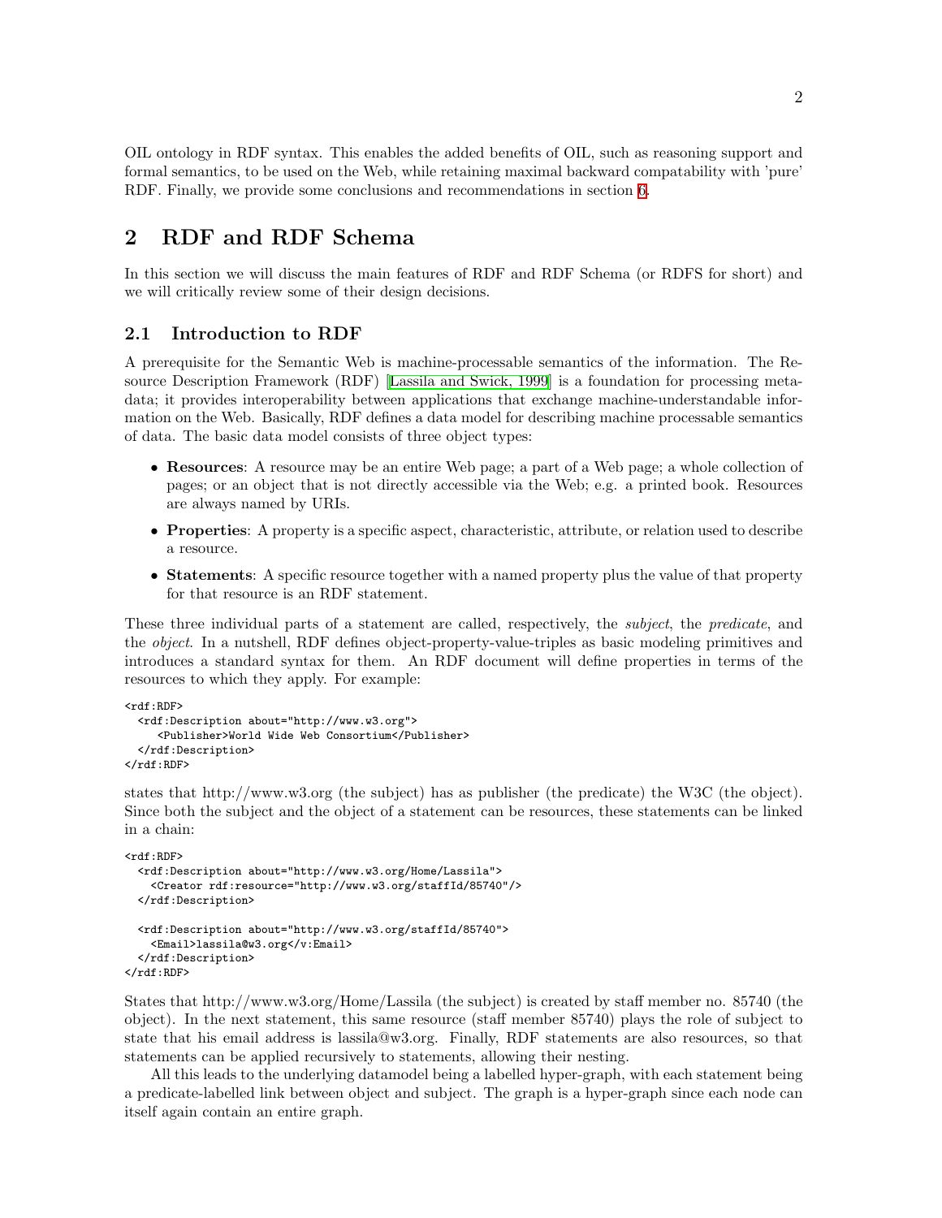OIL ontology in RDF syntax. This enables the added benefits of OIL, such as reasoning support and formal semantics, to be used on the Web, while retaining maximal backward compatability with 'pure' RDF. Finally, we provide some conclusions and recommendations in section 6.

## 2 RDF and RDF Schema

In this section we will discuss the main features of RDF and RDF Schema (or RDFS for short) and we will critically review some of their design decisions.

### 2.1 Introduction to RDF

A prerequisite for the Semantic Web is machine-processable semantics of the information. The Resource Description Framework (RDF) [Lassila and Swick, 1999] is a foundation for processing metadata; it provides interoperability between applications that exchange machine-understandable information on the Web. Basically, RDF defines a data model for describing machine processable semantics of data. The basic data model consists of three object types:

- **Resources**: A resource may be an entire Web page; a part of a Web page; a whole collection of pages; or an object that is not directly accessible via the Web; e.g. a printed book. Resources are always named by URIs.
- **Properties**: A property is a specific aspect, characteristic, attribute, or relation used to describe a resource.
- **Statements**: A specific resource together with a named property plus the value of that property for that resource is an RDF statement.

These three individual parts of a statement are called, respectively, the *subject*, the *predicate*, and the *object*. In a nutshell, RDF defines object-property-value-triples as basic modeling primitives and introduces a standard syntax for them. An RDF document will define properties in terms of the resources to which they apply. For example:

```
<rdf:RDF>
  <rdf:Description about="http://www.w3.org">
     <Publisher>World Wide Web Consortium</Publisher>
  </rdf:Description>
</rdf:RDF>
```

states that http://www.w3.org (the subject) has as publisher (the predicate) the W3C (the object). Since both the subject and the object of a statement can be resources, these statements can be linked in a chain:

```
<rdf:RDF>
  <rdf:Description about="http://www.w3.org/Home/Lassila">
    <Creator rdf:resource="http://www.w3.org/staffId/85740"/>
  </rdf:Description>

  <rdf:Description about="http://www.w3.org/staffId/85740">
    <Email>lassila@w3.org</v:Email>
  </rdf:Description>
</rdf:RDF>
```

States that http://www.w3.org/Home/Lassila (the subject) is created by staff member no. 85740 (the object). In the next statement, this same resource (staff member 85740) plays the role of subject to state that his email address is lassila@w3.org. Finally, RDF statements are also resources, so that statements can be applied recursively to statements, allowing their nesting.

All this leads to the underlying datamodel being a labelled hyper-graph, with each statement being a predicate-labelled link between object and subject. The graph is a hyper-graph since each node can itself again contain an entire graph.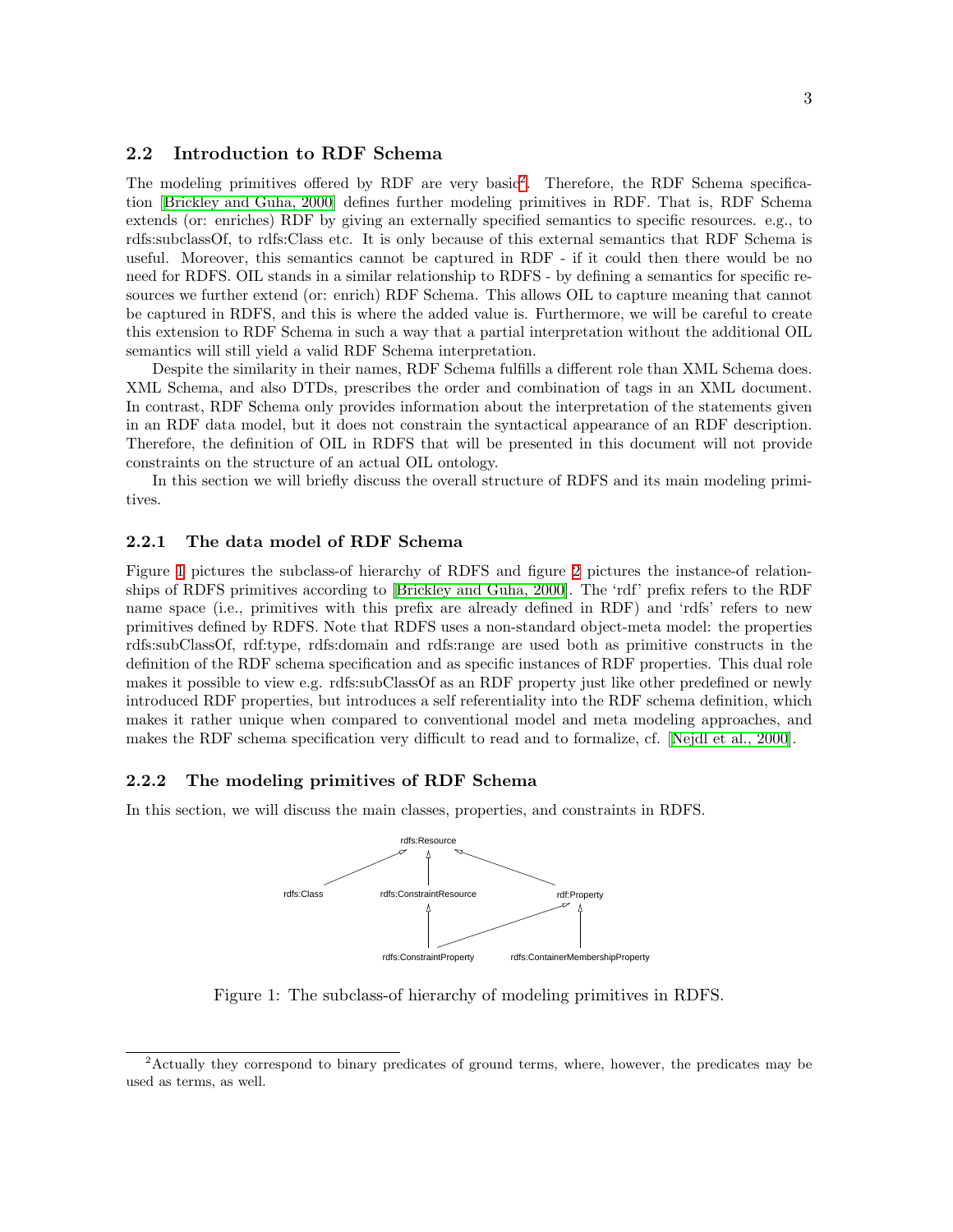## 2.2 Introduction to RDF Schema

The modeling primitives offered by RDF are very basic[2]. Therefore, the RDF Schema specification [Brickley and Guha, 2000] defines further modeling primitives in RDF. That is, RDF Schema extends (or: enriches) RDF by giving an externally specified semantics to specific resources. e.g., to rdfs:subclassOf, to rdfs:Class etc. It is only because of this external semantics that RDF Schema is useful. Moreover, this semantics cannot be captured in RDF - if it could then there would be no need for RDFS. OIL stands in a similar relationship to RDFS - by defining a semantics for specific resources we further extend (or: enrich) RDF Schema. This allows OIL to capture meaning that cannot be captured in RDFS, and this is where the added value is. Furthermore, we will be careful to create this extension to RDF Schema in such a way that a partial interpretation without the additional OIL semantics will still yield a valid RDF Schema interpretation.

Despite the similarity in their names, RDF Schema fulfills a different role than XML Schema does. XML Schema, and also DTDs, prescribes the order and combination of tags in an XML document. In contrast, RDF Schema only provides information about the interpretation of the statements given in an RDF data model, but it does not constrain the syntactical appearance of an RDF description. Therefore, the definition of OIL in RDFS that will be presented in this document will not provide constraints on the structure of an actual OIL ontology.

In this section we will briefly discuss the overall structure of RDFS and its main modeling primitives.

### 2.2.1 The data model of RDF Schema

Figure 1 pictures the subclass-of hierarchy of RDFS and figure 2 pictures the instance-of relationships of RDFS primitives according to [Brickley and Guha, 2000]. The 'rdf' prefix refers to the RDF name space (i.e., primitives with this prefix are already defined in RDF) and 'rdfs' refers to new primitives defined by RDFS. Note that RDFS uses a non-standard object-meta model: the properties rdfs:subClassOf, rdf:type, rdfs:domain and rdfs:range are used both as primitive constructs in the definition of the RDF schema specification and as specific instances of RDF properties. This dual role makes it possible to view e.g. rdfs:subClassOf as an RDF property just like other predefined or newly introduced RDF properties, but introduces a self referentiality into the RDF schema definition, which makes it rather unique when compared to conventional model and meta modeling approaches, and makes the RDF schema specification very difficult to read and to formalize, cf. [Nejdl et al., 2000].

### 2.2.2 The modeling primitives of RDF Schema

In this section, we will discuss the main classes, properties, and constraints in RDFS.

rdfs:Resource

rdfs:Class

rdfs:ConstraintResource

rdf:Property

rdfs:ConstraintProperty

rdfs:ContainerMembershipProperty

Figure 1: The subclass-of hierarchy of modeling primitives in RDFS.

[2] Actually they correspond to binary predicates of ground terms, where, however, the predicates may be used as terms, as well.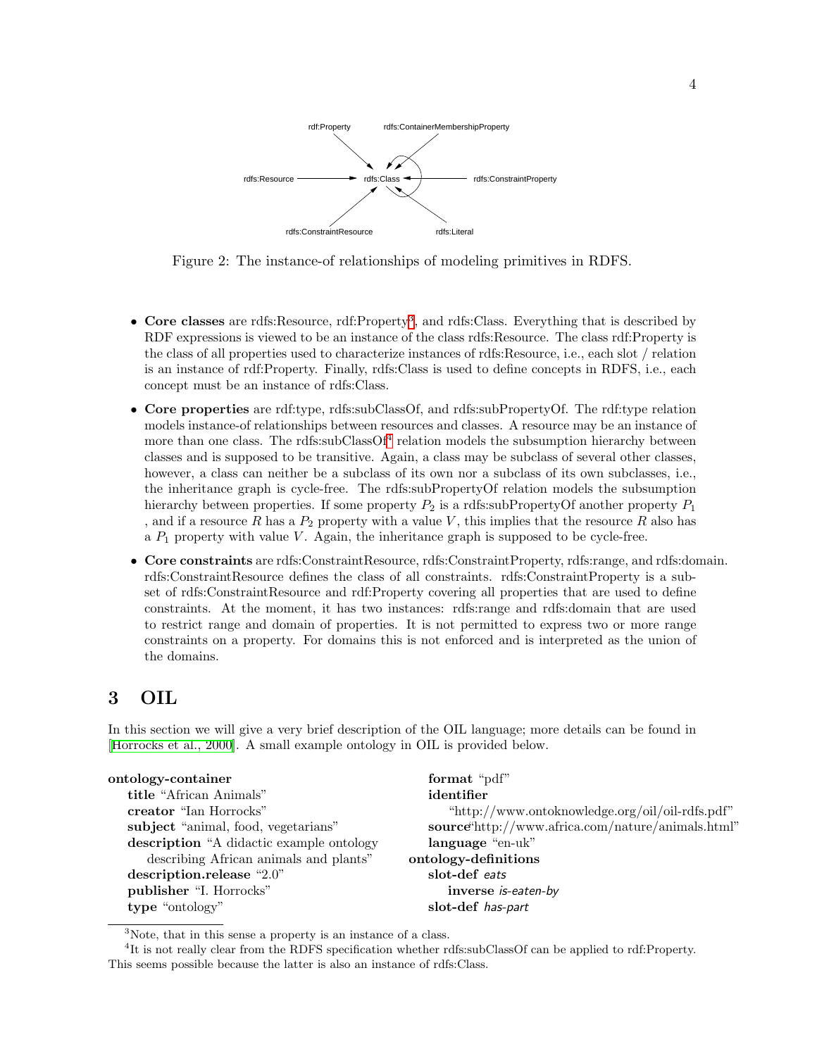rdf:Property

rdfs:ContainerMembershipProperty

rdfs:Resource

rdfs:Class

rdfs:ConstraintProperty

rdfs:ConstraintResource

rdfs:Literal

Figure 2: The instance-of relationships of modeling primitives in RDFS.

- **Core classes** are rdfs:Resource, rdf:Property[3], and rdfs:Class. Everything that is described by RDF expressions is viewed to be an instance of the class rdfs:Resource. The class rdf:Property is the class of all properties used to characterize instances of rdfs:Resource, i.e., each slot / relation is an instance of rdf:Property. Finally, rdfs:Class is used to define concepts in RDFS, i.e., each concept must be an instance of rdfs:Class.
- **Core properties** are rdf:type, rdfs:subClassOf, and rdfs:subPropertyOf. The rdf:type relation models instance-of relationships between resources and classes. A resource may be an instance of more than one class. The rdfs:subClassOf[4] relation models the subsumption hierarchy between classes and is supposed to be transitive. Again, a class may be subclass of several other classes, however, a class can neither be a subclass of its own nor a subclass of its own subclasses, i.e., the inheritance graph is cycle-free. The rdfs:subPropertyOf relation models the subsumption hierarchy between properties. If some property $P_2$ is a rdfs:subPropertyOf another property $P_1$ , and if a resource $R$ has a $P_2$ property with a value $V$, this implies that the resource $R$ also has a $P_1$ property with value $V$. Again, the inheritance graph is supposed to be cycle-free.
- **Core constraints** are rdfs:ConstraintResource, rdfs:ConstraintProperty, rdfs:range, and rdfs:domain. rdfs:ConstraintResource defines the class of all constraints. rdfs:ConstraintProperty is a subset of rdfs:ConstraintResource and rdf:Property covering all properties that are used to define constraints. At the moment, it has two instances: rdfs:range and rdfs:domain that are used to restrict range and domain of properties. It is not permitted to express two or more range constraints on a property. For domains this is not enforced and is interpreted as the union of the domains.

# 3 OIL

In this section we will give a very brief description of the OIL language; more details can be found in [Horrocks et al., 2000]. A small example ontology in OIL is provided below.

**ontology-container**
  **title** "African Animals"
  **creator** "Ian Horrocks"
  **subject** "animal, food, vegetarians"
  **description** "A didactic example ontology describing African animals and plants"
  **description.release** "2.0"
  **publisher** "I. Horrocks"
  **type** "ontology"
  **format** "pdf"
  **identifier** "http://www.ontoknowledge.org/oil/oil-rdfs.pdf"
  **source**"http://www.africa.com/nature/animals.html"
  **language** "en-uk"
**ontology-definitions**
  **slot-def** *eats*
    **inverse** *is-eaten-by*
  **slot-def** *has-part*

---

[3] Note, that in this sense a property is an instance of a class.

[4] It is not really clear from the RDFS specification whether rdfs:subClassOf can be applied to rdf:Property. This seems possible because the latter is also an instance of rdfs:Class.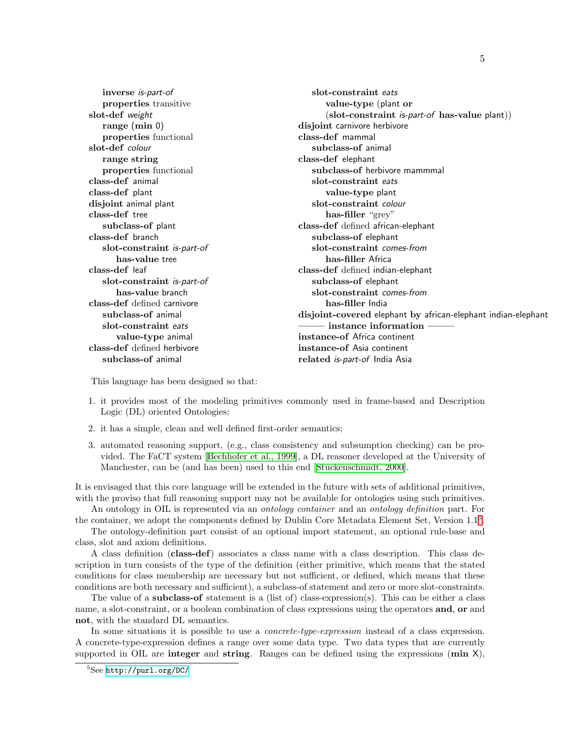```
    inverse is-part-of
    properties transitive
  slot-def weight
    range (min 0)
    properties functional
  slot-def colour
    range string
    properties functional
  class-def animal
  class-def plant
  disjoint animal plant
  class-def tree
    subclass-of plant
  class-def branch
    slot-constraint is-part-of
      has-value tree
  class-def leaf
    slot-constraint is-part-of
      has-value branch
  class-def defined carnivore
    subclass-of animal
    slot-constraint eats
      value-type animal
  class-def defined herbivore
    subclass-of animal
    slot-constraint eats
      value-type (plant or
      (slot-constraint is-part-of has-value plant))
  disjoint carnivore herbivore
  class-def mammal
    subclass-of animal
  class-def elephant
    subclass-of herbivore mammmal
    slot-constraint eats
      value-type plant
    slot-constraint colour
      has-filler "grey"
  class-def defined african-elephant
    subclass-of elephant
    slot-constraint comes-from
      has-filler Africa
  class-def defined indian-elephant
    subclass-of elephant
    slot-constraint comes-from
      has-filler India
  disjoint-covered elephant by african-elephant indian-elephant
  ——— instance information ———
  instance-of Africa continent
  instance-of Asia continent
  related is-part-of India Asia
```

This language has been designed so that:

1. it provides most of the modeling primitives commonly used in frame-based and Description Logic (DL) oriented Ontologies;
2. it has a simple, clean and well defined first-order semantics;
3. automated reasoning support, (e.g., class consistency and subsumption checking) can be provided. The FaCT system [Bechhofer et al., 1999], a DL reasoner developed at the University of Manchester, can be (and has been) used to this end [Stuckenschmidt, 2000].

It is envisaged that this core language will be extended in the future with sets of additional primitives, with the proviso that full reasoning support may not be available for ontologies using such primitives.

An ontology in OIL is represented via an *ontology container* and an *ontology definition* part. For the container, we adopt the components defined by Dublin Core Metadata Element Set, Version 1.1[5].

The ontology-definition part consist of an optional import statement, an optional rule-base and class, slot and axiom definitions.

A class definition (**class-def**) associates a class name with a class description. This class description in turn consists of the type of the definition (either primitive, which means that the stated conditions for class membership are necessary but not sufficient, or defined, which means that these conditions are both necessary and sufficient), a subclass-of statement and zero or more slot-constraints.

The value of a **subclass-of** statement is a (list of) class-expression(s). This can be either a class name, a slot-constraint, or a boolean combination of class expressions using the operators **and**, **or** and **not**, with the standard DL semantics.

In some situations it is possible to use a *concrete-type-expression* instead of a class expression. A concrete-type-expression defines a range over some data type. Two data types that are currently supported in OIL are **integer** and **string**. Ranges can be defined using the expressions (**min** X),

[5] See http://purl.org/DC/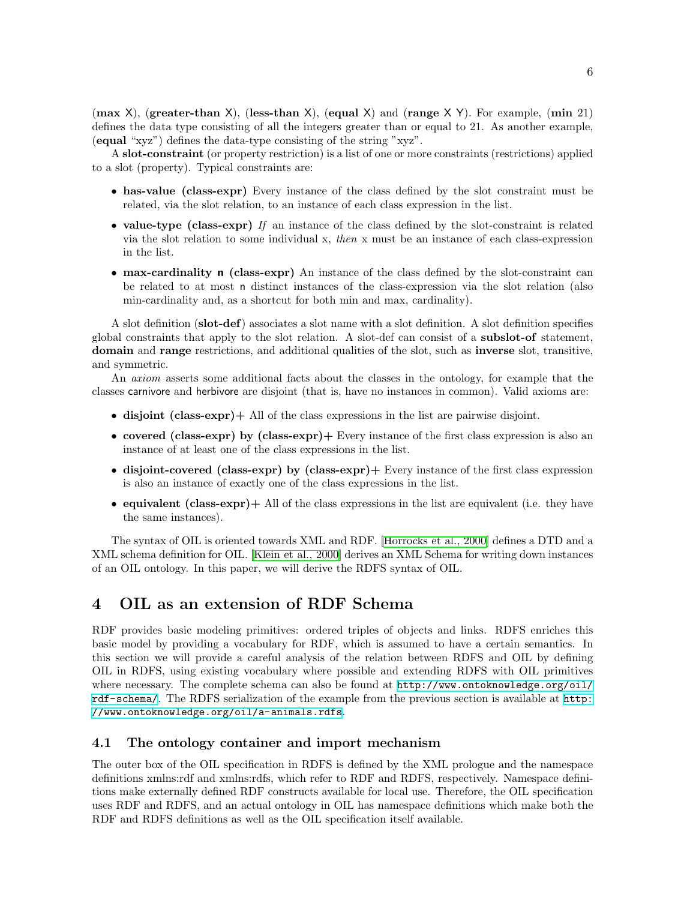(**max** X), (**greater-than** X), (**less-than** X), (**equal** X) and (**range** X Y). For example, (**min** 21) defines the data type consisting of all the integers greater than or equal to 21. As another example, (**equal** "xyz") defines the data-type consisting of the string "xyz".

A **slot-constraint** (or property restriction) is a list of one or more constraints (restrictions) applied to a slot (property). Typical constraints are:

- **has-value (class-expr)** Every instance of the class defined by the slot constraint must be related, via the slot relation, to an instance of each class expression in the list.
- **value-type (class-expr)** *If* an instance of the class defined by the slot-constraint is related via the slot relation to some individual x, *then* x must be an instance of each class-expression in the list.
- **max-cardinality n (class-expr)** An instance of the class defined by the slot-constraint can be related to at most n distinct instances of the class-expression via the slot relation (also min-cardinality and, as a shortcut for both min and max, cardinality).

A slot definition (**slot-def**) associates a slot name with a slot definition. A slot definition specifies global constraints that apply to the slot relation. A slot-def can consist of a **subslot-of** statement, **domain** and **range** restrictions, and additional qualities of the slot, such as **inverse** slot, transitive, and symmetric.

An *axiom* asserts some additional facts about the classes in the ontology, for example that the classes carnivore and herbivore are disjoint (that is, have no instances in common). Valid axioms are:

- **disjoint (class-expr)+** All of the class expressions in the list are pairwise disjoint.
- **covered (class-expr) by (class-expr)+** Every instance of the first class expression is also an instance of at least one of the class expressions in the list.
- **disjoint-covered (class-expr) by (class-expr)+** Every instance of the first class expression is also an instance of exactly one of the class expressions in the list.
- **equivalent (class-expr)+** All of the class expressions in the list are equivalent (i.e. they have the same instances).

The syntax of OIL is oriented towards XML and RDF. [Horrocks et al., 2000] defines a DTD and a XML schema definition for OIL. [Klein et al., 2000] derives an XML Schema for writing down instances of an OIL ontology. In this paper, we will derive the RDFS syntax of OIL.

# 4 OIL as an extension of RDF Schema

RDF provides basic modeling primitives: ordered triples of objects and links. RDFS enriches this basic model by providing a vocabulary for RDF, which is assumed to have a certain semantics. In this section we will provide a careful analysis of the relation between RDFS and OIL by defining OIL in RDFS, using existing vocabulary where possible and extending RDFS with OIL primitives where necessary. The complete schema can also be found at http://www.ontoknowledge.org/oil/rdf-schema/. The RDFS serialization of the example from the previous section is available at http://www.ontoknowledge.org/oil/a-animals.rdfs.

## 4.1 The ontology container and import mechanism

The outer box of the OIL specification in RDFS is defined by the XML prologue and the namespace definitions xmlns:rdf and xmlns:rdfs, which refer to RDF and RDFS, respectively. Namespace definitions make externally defined RDF constructs available for local use. Therefore, the OIL specification uses RDF and RDFS, and an actual ontology in OIL has namespace definitions which make both the RDF and RDFS definitions as well as the OIL specification itself available.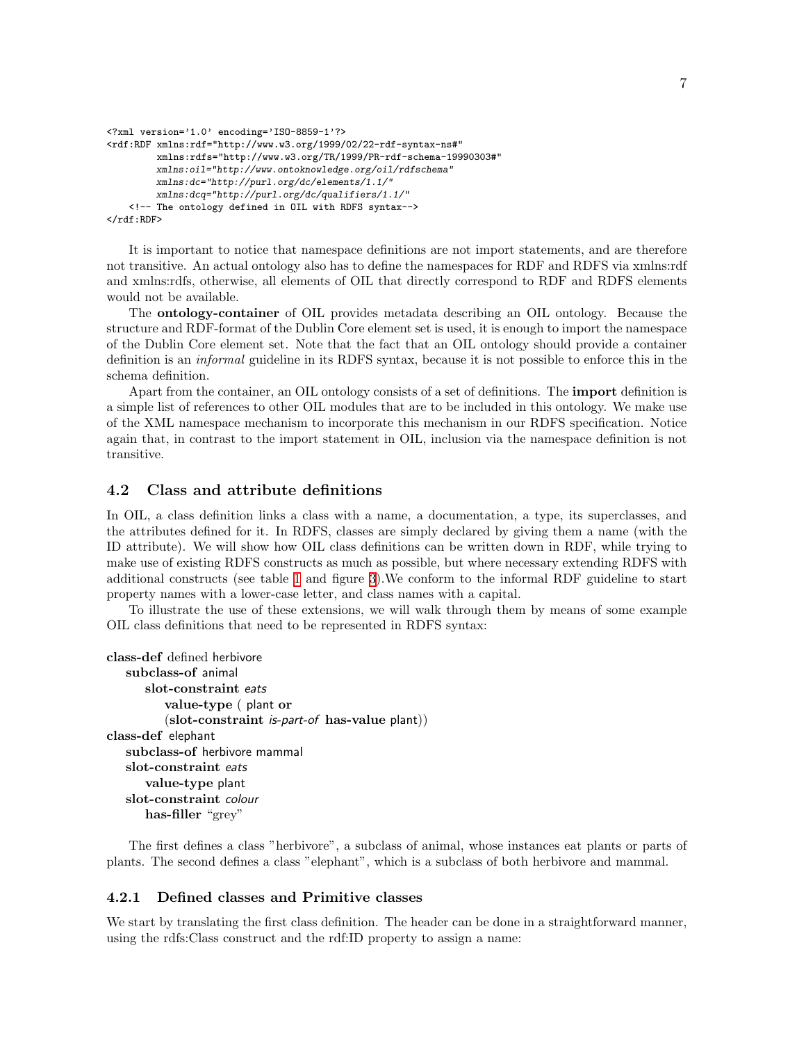```
<?xml version='1.0' encoding='ISO-8859-1'?>
<rdf:RDF xmlns:rdf="http://www.w3.org/1999/02/22-rdf-syntax-ns#"
         xmlns:rdfs="http://www.w3.org/TR/1999/PR-rdf-schema-19990303#"
         xmlns:oil="http://www.ontoknowledge.org/oil/rdfschema"
         xmlns:dc="http://purl.org/dc/elements/1.1/"
         xmlns:dcq="http://purl.org/dc/qualifiers/1.1/"
    <!-- The ontology defined in OIL with RDFS syntax-->
</rdf:RDF>
```

It is important to notice that namespace definitions are not import statements, and are therefore not transitive. An actual ontology also has to define the namespaces for RDF and RDFS via xmlns:rdf and xmlns:rdfs, otherwise, all elements of OIL that directly correspond to RDF and RDFS elements would not be available.

The **ontology-container** of OIL provides metadata describing an OIL ontology. Because the structure and RDF-format of the Dublin Core element set is used, it is enough to import the namespace of the Dublin Core element set. Note that the fact that an OIL ontology should provide a container definition is an *informal* guideline in its RDFS syntax, because it is not possible to enforce this in the schema definition.

Apart from the container, an OIL ontology consists of a set of definitions. The **import** definition is a simple list of references to other OIL modules that are to be included in this ontology. We make use of the XML namespace mechanism to incorporate this mechanism in our RDFS specification. Notice again that, in contrast to the import statement in OIL, inclusion via the namespace definition is not transitive.

## 4.2 Class and attribute definitions

In OIL, a class definition links a class with a name, a documentation, a type, its superclasses, and the attributes defined for it. In RDFS, classes are simply declared by giving them a name (with the ID attribute). We will show how OIL class definitions can be written down in RDF, while trying to make use of existing RDFS constructs as much as possible, but where necessary extending RDFS with additional constructs (see table 1 and figure 3).We conform to the informal RDF guideline to start property names with a lower-case letter, and class names with a capital.

To illustrate the use of these extensions, we will walk through them by means of some example OIL class definitions that need to be represented in RDFS syntax:

**class-def** defined herbivore
  **subclass-of** animal
    **slot-constraint** *eats*
      **value-type** ( plant **or**
      (**slot-constraint** *is-part-of* **has-value** plant))
**class-def** elephant
  **subclass-of** herbivore mammal
  **slot-constraint** *eats*
    **value-type** plant
  **slot-constraint** *colour*
    **has-filler** "grey"

The first defines a class "herbivore", a subclass of animal, whose instances eat plants or parts of plants. The second defines a class "elephant", which is a subclass of both herbivore and mammal.

### 4.2.1 Defined classes and Primitive classes

We start by translating the first class definition. The header can be done in a straightforward manner, using the rdfs:Class construct and the rdf:ID property to assign a name: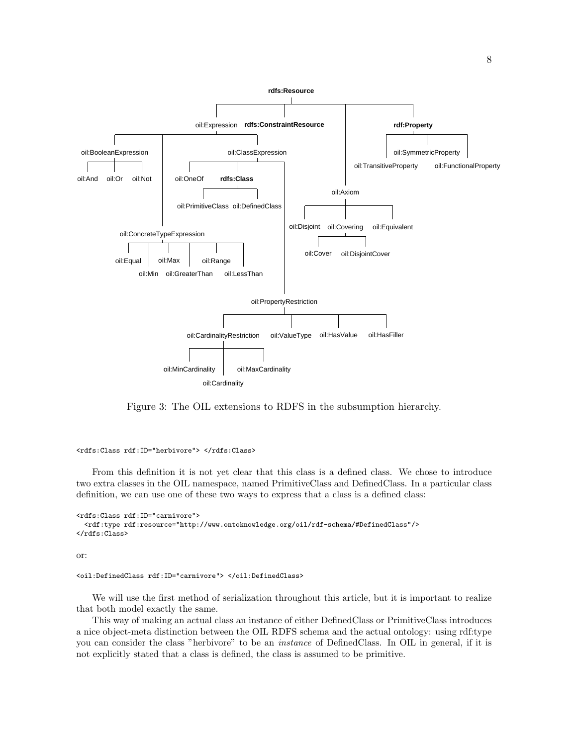rdfs:Resource

oil:Expression

rdfs:ConstraintResource

rdf:Property

oil:BooleanExpression

oil:ClassExpression

oil:SymmetricProperty

oil:TransitiveProperty

oil:FunctionalProperty

oil:And

oil:Or

oil:Not

oil:OneOf

rdfs:Class

oil:Axiom

oil:PrimitiveClass

oil:DefinedClass

oil:Disjoint

oil:Covering

oil:Equivalent

oil:ConcreteTypeExpression

oil:Cover

oil:DisjointCover

oil:Equal

oil:Max

oil:Range

oil:Min

oil:GreaterThan

oil:LessThan

oil:PropertyRestriction

oil:CardinalityRestriction

oil:ValueType

oil:HasValue

oil:HasFiller

oil:MinCardinality

oil:MaxCardinality

oil:Cardinality

Figure 3: The OIL extensions to RDFS in the subsumption hierarchy.

```
<rdfs:Class rdf:ID="herbivore"> </rdfs:Class>
```

From this definition it is not yet clear that this class is a defined class. We chose to introduce two extra classes in the OIL namespace, named PrimitiveClass and DefinedClass. In a particular class definition, we can use one of these two ways to express that a class is a defined class:

```
<rdfs:Class rdf:ID="carnivore">
  <rdf:type rdf:resource="http://www.ontoknowledge.org/oil/rdf-schema/#DefinedClass"/>
</rdfs:Class>
```

or:

```
<oil:DefinedClass rdf:ID="carnivore"> </oil:DefinedClass>
```

We will use the first method of serialization throughout this article, but it is important to realize that both model exactly the same.

This way of making an actual class an instance of either DefinedClass or PrimitiveClass introduces a nice object-meta distinction between the OIL RDFS schema and the actual ontology: using rdf:type you can consider the class "herbivore" to be an *instance* of DefinedClass. In OIL in general, if it is not explicitly stated that a class is defined, the class is assumed to be primitive.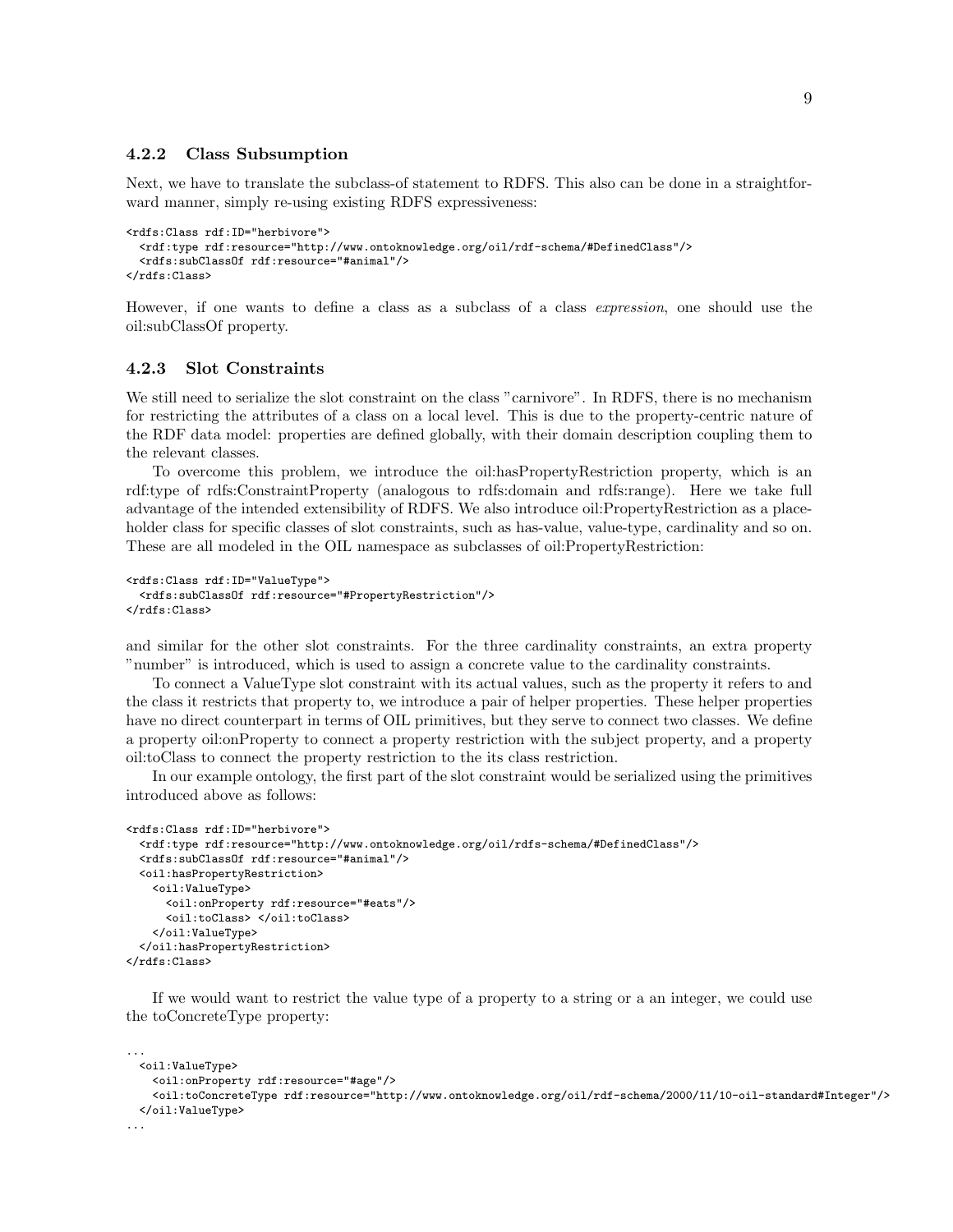### 4.2.2 Class Subsumption

Next, we have to translate the subclass-of statement to RDFS. This also can be done in a straightforward manner, simply re-using existing RDFS expressiveness:

```
<rdfs:Class rdf:ID="herbivore">
  <rdf:type rdf:resource="http://www.ontoknowledge.org/oil/rdf-schema/#DefinedClass"/>
  <rdfs:subClassOf rdf:resource="#animal"/>
</rdfs:Class>
```

However, if one wants to define a class as a subclass of a class *expression*, one should use the oil:subClassOf property.

### 4.2.3 Slot Constraints

We still need to serialize the slot constraint on the class "carnivore". In RDFS, there is no mechanism for restricting the attributes of a class on a local level. This is due to the property-centric nature of the RDF data model: properties are defined globally, with their domain description coupling them to the relevant classes.

To overcome this problem, we introduce the oil:hasPropertyRestriction property, which is an rdf:type of rdfs:ConstraintProperty (analogous to rdfs:domain and rdfs:range). Here we take full advantage of the intended extensibility of RDFS. We also introduce oil:PropertyRestriction as a placeholder class for specific classes of slot constraints, such as has-value, value-type, cardinality and so on. These are all modeled in the OIL namespace as subclasses of oil:PropertyRestriction:

```
<rdfs:Class rdf:ID="ValueType">
  <rdfs:subClassOf rdf:resource="#PropertyRestriction"/>
</rdfs:Class>
```

and similar for the other slot constraints. For the three cardinality constraints, an extra property "number" is introduced, which is used to assign a concrete value to the cardinality constraints.

To connect a ValueType slot constraint with its actual values, such as the property it refers to and the class it restricts that property to, we introduce a pair of helper properties. These helper properties have no direct counterpart in terms of OIL primitives, but they serve to connect two classes. We define a property oil:onProperty to connect a property restriction with the subject property, and a property oil:toClass to connect the property restriction to the its class restriction.

In our example ontology, the first part of the slot constraint would be serialized using the primitives introduced above as follows:

```
<rdfs:Class rdf:ID="herbivore">
  <rdf:type rdf:resource="http://www.ontoknowledge.org/oil/rdfs-schema/#DefinedClass"/>
  <rdfs:subClassOf rdf:resource="#animal"/>
  <oil:hasPropertyRestriction>
    <oil:ValueType>
      <oil:onProperty rdf:resource="#eats"/>
      <oil:toClass> </oil:toClass>
    </oil:ValueType>
  </oil:hasPropertyRestriction>
</rdfs:Class>
```

If we would want to restrict the value type of a property to a string or a an integer, we could use the toConcreteType property:

```
...
  <oil:ValueType>
    <oil:onProperty rdf:resource="#age"/>
    <oil:toConcreteType rdf:resource="http://www.ontoknowledge.org/oil/rdf-schema/2000/11/10-oil-standard#Integer"/>
  </oil:ValueType>
...
```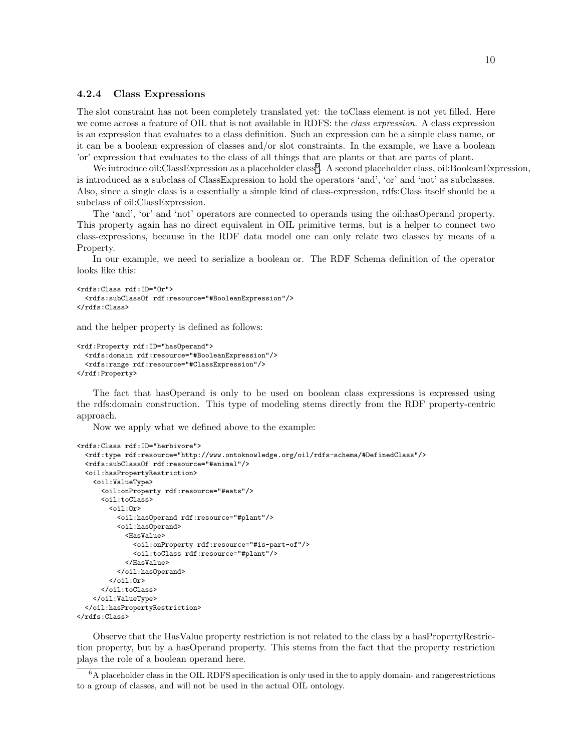#### 4.2.4 Class Expressions

The slot constraint has not been completely translated yet: the toClass element is not yet filled. Here we come across a feature of OIL that is not available in RDFS: the *class expression*. A class expression is an expression that evaluates to a class definition. Such an expression can be a simple class name, or it can be a boolean expression of classes and/or slot constraints. In the example, we have a boolean 'or' expression that evaluates to the class of all things that are plants or that are parts of plant.

We introduce oil:ClassExpression as a placeholder class[6]. A second placeholder class, oil:BooleanExpression, is introduced as a subclass of ClassExpression to hold the operators 'and', 'or' and 'not' as subclasses. Also, since a single class is a essentially a simple kind of class-expression, rdfs:Class itself should be a subclass of oil:ClassExpression.

The 'and', 'or' and 'not' operators are connected to operands using the oil:hasOperand property. This property again has no direct equivalent in OIL primitive terms, but is a helper to connect two class-expressions, because in the RDF data model one can only relate two classes by means of a Property.

In our example, we need to serialize a boolean or. The RDF Schema definition of the operator looks like this:

```
<rdfs:Class rdf:ID="Or">
  <rdfs:subClassOf rdf:resource="#BooleanExpression"/>
</rdfs:Class>
```

and the helper property is defined as follows:

```
<rdf:Property rdf:ID="hasOperand">
  <rdfs:domain rdf:resource="#BooleanExpression"/>
  <rdfs:range rdf:resource="#ClassExpression"/>
</rdf:Property>
```

The fact that hasOperand is only to be used on boolean class expressions is expressed using the rdfs:domain construction. This type of modeling stems directly from the RDF property-centric approach.

Now we apply what we defined above to the example:

```
<rdfs:Class rdf:ID="herbivore">
  <rdf:type rdf:resource="http://www.ontoknowledge.org/oil/rdfs-schema/#DefinedClass"/>
  <rdfs:subClassOf rdf:resource="#animal"/>
  <oil:hasPropertyRestriction>
    <oil:ValueType>
      <oil:onProperty rdf:resource="#eats"/>
      <oil:toClass>
        <oil:Or>
          <oil:hasOperand rdf:resource="#plant"/>
          <oil:hasOperand>
            <HasValue>
              <oil:onProperty rdf:resource="#is-part-of"/>
              <oil:toClass rdf:resource="#plant"/>
            </HasValue>
          </oil:hasOperand>
        </oil:Or>
      </oil:toClass>
    </oil:ValueType>
  </oil:hasPropertyRestriction>
</rdfs:Class>
```

Observe that the HasValue property restriction is not related to the class by a hasPropertyRestriction property, but by a hasOperand property. This stems from the fact that the property restriction plays the role of a boolean operand here.

[6] A placeholder class in the OIL RDFS specification is only used in the to apply domain- and rangerestrictions to a group of classes, and will not be used in the actual OIL ontology.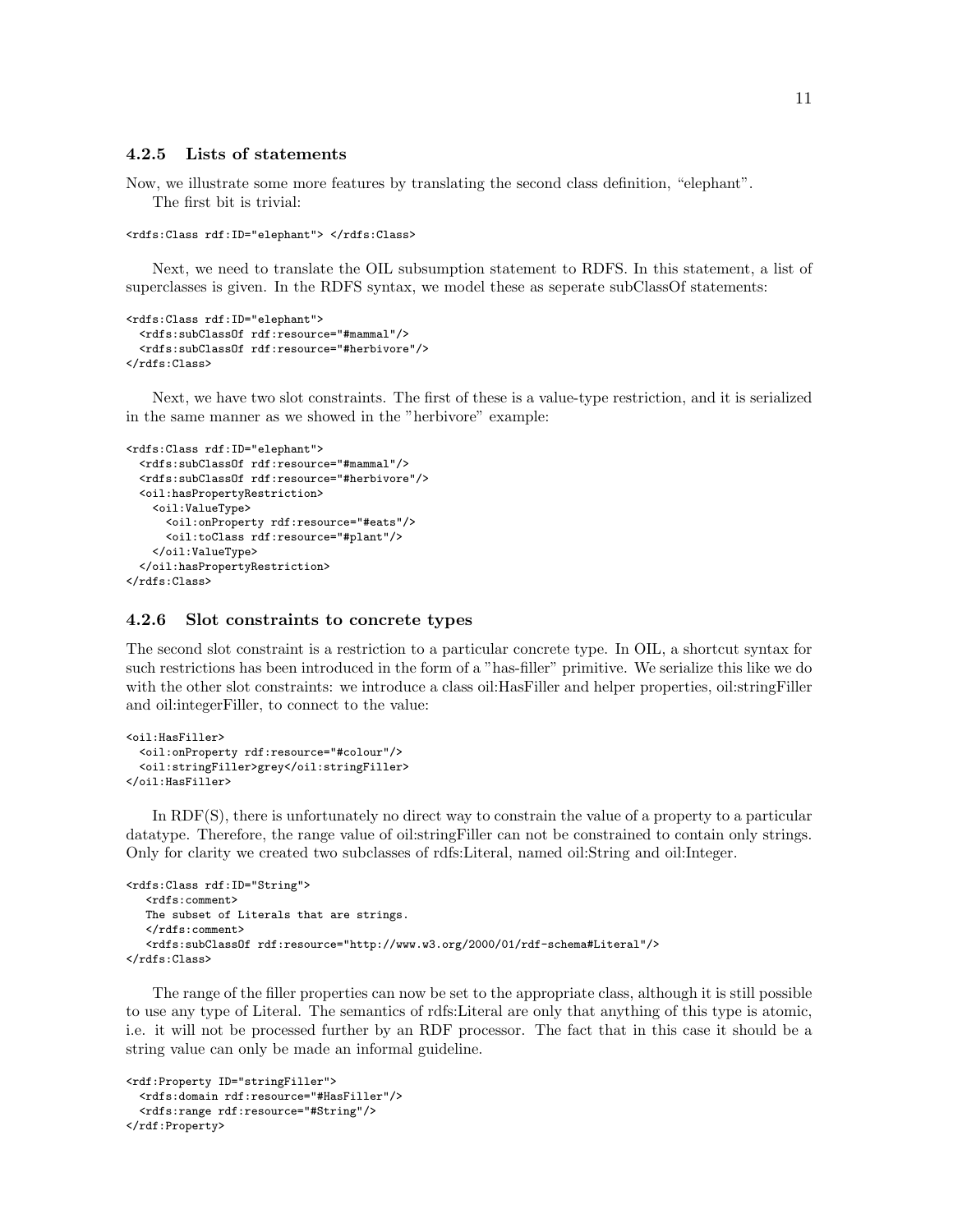### 4.2.5 Lists of statements

Now, we illustrate some more features by translating the second class definition, "elephant".

The first bit is trivial:

```
<rdfs:Class rdf:ID="elephant"> </rdfs:Class>
```

Next, we need to translate the OIL subsumption statement to RDFS. In this statement, a list of superclasses is given. In the RDFS syntax, we model these as seperate subClassOf statements:

```
<rdfs:Class rdf:ID="elephant">
  <rdfs:subClassOf rdf:resource="#mammal"/>
  <rdfs:subClassOf rdf:resource="#herbivore"/>
</rdfs:Class>
```

Next, we have two slot constraints. The first of these is a value-type restriction, and it is serialized in the same manner as we showed in the "herbivore" example:

```
<rdfs:Class rdf:ID="elephant">
  <rdfs:subClassOf rdf:resource="#mammal"/>
  <rdfs:subClassOf rdf:resource="#herbivore"/>
  <oil:hasPropertyRestriction>
    <oil:ValueType>
      <oil:onProperty rdf:resource="#eats"/>
      <oil:toClass rdf:resource="#plant"/>
    </oil:ValueType>
  </oil:hasPropertyRestriction>
</rdfs:Class>
```

### 4.2.6 Slot constraints to concrete types

The second slot constraint is a restriction to a particular concrete type. In OIL, a shortcut syntax for such restrictions has been introduced in the form of a "has-filler" primitive. We serialize this like we do with the other slot constraints: we introduce a class oil:HasFiller and helper properties, oil:stringFiller and oil:integerFiller, to connect to the value:

```
<oil:HasFiller>
  <oil:onProperty rdf:resource="#colour"/>
  <oil:stringFiller>grey</oil:stringFiller>
</oil:HasFiller>
```

In RDF(S), there is unfortunately no direct way to constrain the value of a property to a particular datatype. Therefore, the range value of oil:stringFiller can not be constrained to contain only strings. Only for clarity we created two subclasses of rdfs:Literal, named oil:String and oil:Integer.

```
<rdfs:Class rdf:ID="String">
   <rdfs:comment>
   The subset of Literals that are strings.
   </rdfs:comment>
   <rdfs:subClassOf rdf:resource="http://www.w3.org/2000/01/rdf-schema#Literal"/>
</rdfs:Class>
```

The range of the filler properties can now be set to the appropriate class, although it is still possible to use any type of Literal. The semantics of rdfs:Literal are only that anything of this type is atomic, i.e. it will not be processed further by an RDF processor. The fact that in this case it should be a string value can only be made an informal guideline.

```
<rdf:Property ID="stringFiller">
  <rdfs:domain rdf:resource="#HasFiller"/>
  <rdfs:range rdf:resource="#String"/>
</rdf:Property>
```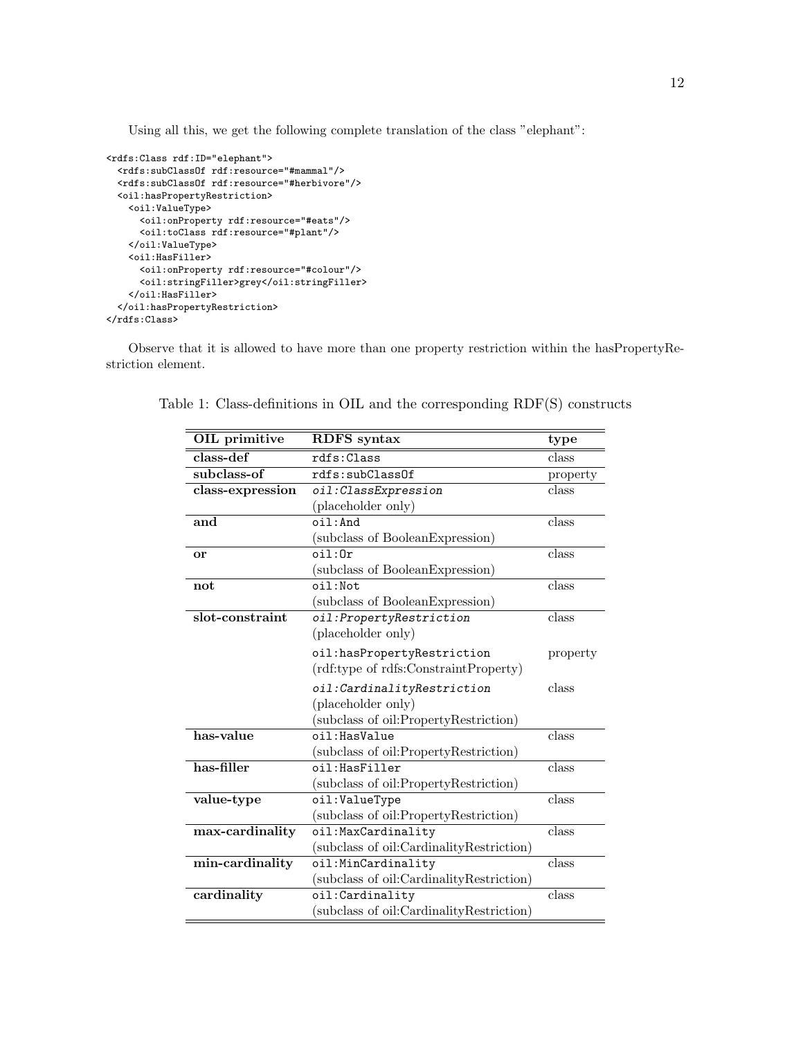Using all this, we get the following complete translation of the class "elephant":

```
<rdfs:Class rdf:ID="elephant">
  <rdfs:subClassOf rdf:resource="#mammal"/>
  <rdfs:subClassOf rdf:resource="#herbivore"/>
  <oil:hasPropertyRestriction>
    <oil:ValueType>
      <oil:onProperty rdf:resource="#eats"/>
      <oil:toClass rdf:resource="#plant"/>
    </oil:ValueType>
    <oil:HasFiller>
      <oil:onProperty rdf:resource="#colour"/>
      <oil:stringFiller>grey</oil:stringFiller>
    </oil:HasFiller>
  </oil:hasPropertyRestriction>
</rdfs:Class>
```

Observe that it is allowed to have more than one property restriction within the hasPropertyRestriction element.

Table 1: Class-definitions in OIL and the corresponding RDF(S) constructs

| OIL primitive | RDFS syntax | type |
|---|---|---|
| **class-def** | `rdfs:Class` | class |
| **subclass-of** | `rdfs:subClassOf` | property |
| **class-expression** | *`oil:ClassExpression`* (placeholder only) | class |
| **and** | `oil:And` (subclass of BooleanExpression) | class |
| **or** | `oil:Or` (subclass of BooleanExpression) | class |
| **not** | `oil:Not` (subclass of BooleanExpression) | class |
| **slot-constraint** | *`oil:PropertyRestriction`* (placeholder only) | class |
| | `oil:hasPropertyRestriction` (rdf:type of rdfs:ConstraintProperty) | property |
| | *`oil:CardinalityRestriction`* (placeholder only) (subclass of oil:PropertyRestriction) | class |
| **has-value** | `oil:HasValue` (subclass of oil:PropertyRestriction) | class |
| **has-filler** | `oil:HasFiller` (subclass of oil:PropertyRestriction) | class |
| **value-type** | `oil:ValueType` (subclass of oil:PropertyRestriction) | class |
| **max-cardinality** | `oil:MaxCardinality` (subclass of oil:CardinalityRestriction) | class |
| **min-cardinality** | `oil:MinCardinality` (subclass of oil:CardinalityRestriction) | class |
| **cardinality** | `oil:Cardinality` (subclass of oil:CardinalityRestriction) | class |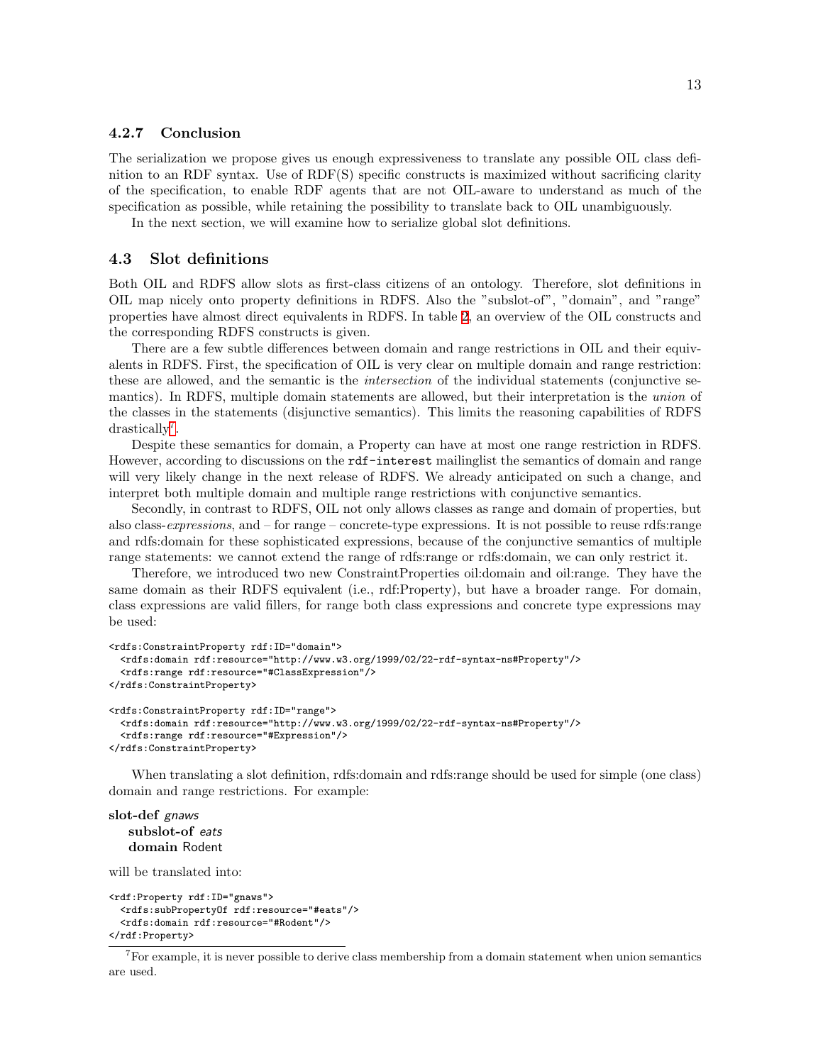### 4.2.7 Conclusion

The serialization we propose gives us enough expressiveness to translate any possible OIL class definition to an RDF syntax. Use of RDF(S) specific constructs is maximized without sacrificing clarity of the specification, to enable RDF agents that are not OIL-aware to understand as much of the specification as possible, while retaining the possibility to translate back to OIL unambiguously.

In the next section, we will examine how to serialize global slot definitions.

## 4.3 Slot definitions

Both OIL and RDFS allow slots as first-class citizens of an ontology. Therefore, slot definitions in OIL map nicely onto property definitions in RDFS. Also the "subslot-of", "domain", and "range" properties have almost direct equivalents in RDFS. In table 2, an overview of the OIL constructs and the corresponding RDFS constructs is given.

There are a few subtle differences between domain and range restrictions in OIL and their equivalents in RDFS. First, the specification of OIL is very clear on multiple domain and range restriction: these are allowed, and the semantic is the *intersection* of the individual statements (conjunctive semantics). In RDFS, multiple domain statements are allowed, but their interpretation is the *union* of the classes in the statements (disjunctive semantics). This limits the reasoning capabilities of RDFS drastically[7].

Despite these semantics for domain, a Property can have at most one range restriction in RDFS. However, according to discussions on the `rdf-interest` mailinglist the semantics of domain and range will very likely change in the next release of RDFS. We already anticipated on such a change, and interpret both multiple domain and multiple range restrictions with conjunctive semantics.

Secondly, in contrast to RDFS, OIL not only allows classes as range and domain of properties, but also class-*expressions*, and – for range – concrete-type expressions. It is not possible to reuse rdfs:range and rdfs:domain for these sophisticated expressions, because of the conjunctive semantics of multiple range statements: we cannot extend the range of rdfs:range or rdfs:domain, we can only restrict it.

Therefore, we introduced two new ConstraintProperties oil:domain and oil:range. They have the same domain as their RDFS equivalent (i.e., rdf:Property), but have a broader range. For domain, class expressions are valid fillers, for range both class expressions and concrete type expressions may be used:

```
<rdfs:ConstraintProperty rdf:ID="domain">
  <rdfs:domain rdf:resource="http://www.w3.org/1999/02/22-rdf-syntax-ns#Property"/>
  <rdfs:range rdf:resource="#ClassExpression"/>
</rdfs:ConstraintProperty>

<rdfs:ConstraintProperty rdf:ID="range">
  <rdfs:domain rdf:resource="http://www.w3.org/1999/02/22-rdf-syntax-ns#Property"/>
  <rdfs:range rdf:resource="#Expression"/>
</rdfs:ConstraintProperty>
```

When translating a slot definition, rdfs:domain and rdfs:range should be used for simple (one class) domain and range restrictions. For example:

**slot-def** *gnaws*
  **subslot-of** *eats*
  **domain** Rodent

will be translated into:

```
<rdf:Property rdf:ID="gnaws">
  <rdfs:subPropertyOf rdf:resource="#eats"/>
  <rdfs:domain rdf:resource="#Rodent"/>
</rdf:Property>
```

[7] For example, it is never possible to derive class membership from a domain statement when union semantics are used.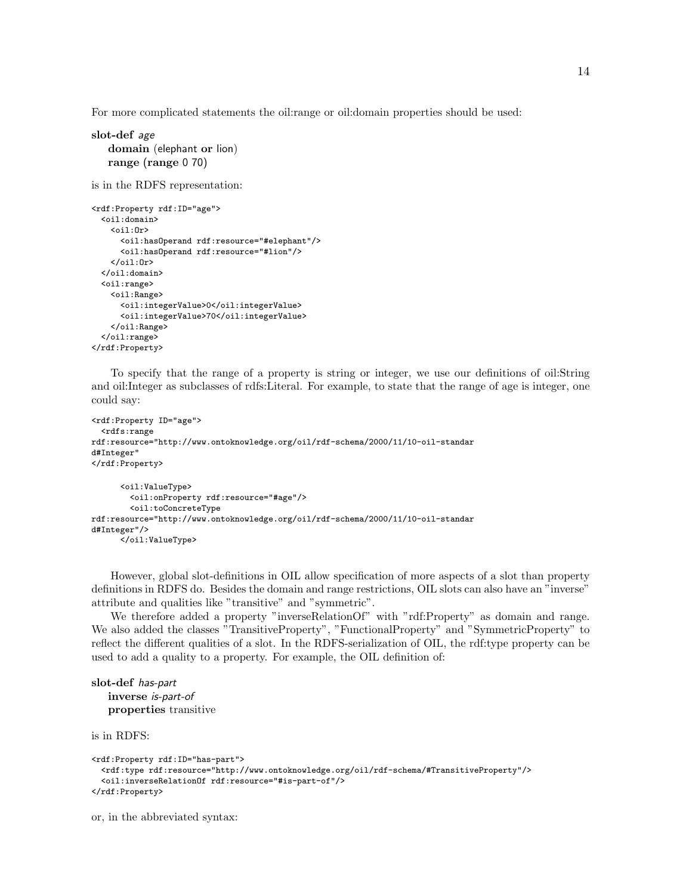For more complicated statements the oil:range or oil:domain properties should be used:

**slot-def** *age*
**domain** (elephant **or** lion)
**range (range** 0 70)

is in the RDFS representation:

```
<rdf:Property rdf:ID="age">
  <oil:domain>
    <oil:Or>
      <oil:hasOperand rdf:resource="#elephant"/>
      <oil:hasOperand rdf:resource="#lion"/>
    </oil:Or>
  </oil:domain>
  <oil:range>
    <oil:Range>
      <oil:integerValue>0</oil:integerValue>
      <oil:integerValue>70</oil:integerValue>
    </oil:Range>
  </oil:range>
</rdf:Property>
```

To specify that the range of a property is string or integer, we use our definitions of oil:String and oil:Integer as subclasses of rdfs:Literal. For example, to state that the range of age is integer, one could say:

```
<rdf:Property ID="age">
  <rdfs:range
rdf:resource="http://www.ontoknowledge.org/oil/rdf-schema/2000/11/10-oil-standar
d#Integer"
</rdf:Property>

      <oil:ValueType>
        <oil:onProperty rdf:resource="#age"/>
        <oil:toConcreteType
rdf:resource="http://www.ontoknowledge.org/oil/rdf-schema/2000/11/10-oil-standar
d#Integer"/>
      </oil:ValueType>
```

However, global slot-definitions in OIL allow specification of more aspects of a slot than property definitions in RDFS do. Besides the domain and range restrictions, OIL slots can also have an "inverse" attribute and qualities like "transitive" and "symmetric".

We therefore added a property "inverseRelationOf" with "rdf:Property" as domain and range. We also added the classes "TransitiveProperty", "FunctionalProperty" and "SymmetricProperty" to reflect the different qualities of a slot. In the RDFS-serialization of OIL, the rdf:type property can be used to add a quality to a property. For example, the OIL definition of:

**slot-def** *has-part*
**inverse** *is-part-of*
**properties** transitive

is in RDFS:

```
<rdf:Property rdf:ID="has-part">
  <rdf:type rdf:resource="http://www.ontoknowledge.org/oil/rdf-schema/#TransitiveProperty"/>
  <oil:inverseRelationOf rdf:resource="#is-part-of"/>
</rdf:Property>
```

or, in the abbreviated syntax: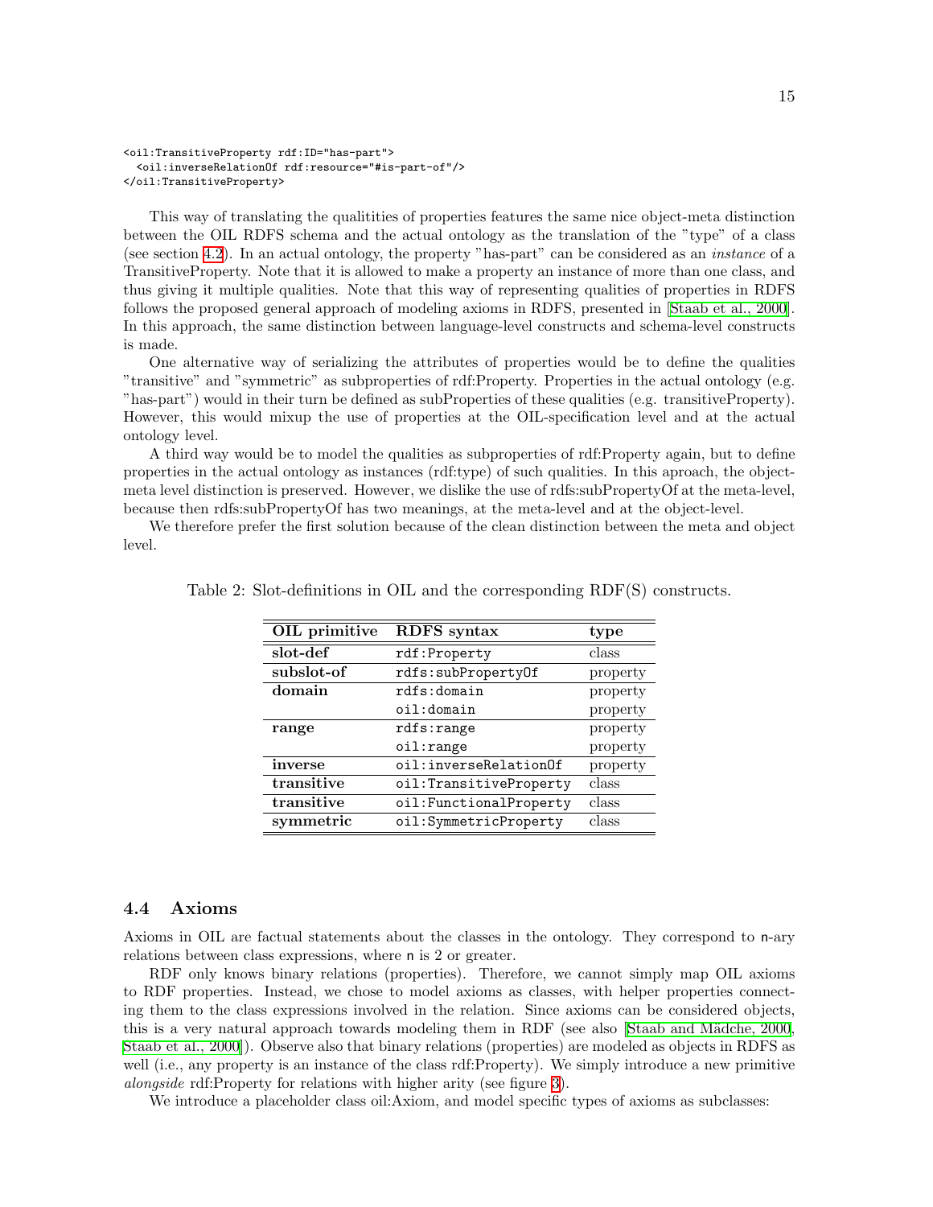```
<oil:TransitiveProperty rdf:ID="has-part">
  <oil:inverseRelationOf rdf:resource="#is-part-of"/>
</oil:TransitiveProperty>
```

This way of translating the qualitities of properties features the same nice object-meta distinction between the OIL RDFS schema and the actual ontology as the translation of the "type" of a class (see section 4.2). In an actual ontology, the property "has-part" can be considered as an *instance* of a TransitiveProperty. Note that it is allowed to make a property an instance of more than one class, and thus giving it multiple qualities. Note that this way of representing qualities of properties in RDFS follows the proposed general approach of modeling axioms in RDFS, presented in [Staab et al., 2000]. In this approach, the same distinction between language-level constructs and schema-level constructs is made.

One alternative way of serializing the attributes of properties would be to define the qualities "transitive" and "symmetric" as subproperties of rdf:Property. Properties in the actual ontology (e.g. "has-part") would in their turn be defined as subProperties of these qualities (e.g. transitiveProperty). However, this would mixup the use of properties at the OIL-specification level and at the actual ontology level.

A third way would be to model the qualities as subproperties of rdf:Property again, but to define properties in the actual ontology as instances (rdf:type) of such qualities. In this aproach, the object-meta level distinction is preserved. However, we dislike the use of rdfs:subPropertyOf at the meta-level, because then rdfs:subPropertyOf has two meanings, at the meta-level and at the object-level.

We therefore prefer the first solution because of the clean distinction between the meta and object level.

Table 2: Slot-definitions in OIL and the corresponding RDF(S) constructs.

| OIL primitive | RDFS syntax | type |
|---|---|---|
| **slot-def** | `rdf:Property` | class |
| **subslot-of** | `rdfs:subPropertyOf` | property |
| **domain** | `rdfs:domain` | property |
| | `oil:domain` | property |
| **range** | `rdfs:range` | property |
| | `oil:range` | property |
| **inverse** | `oil:inverseRelationOf` | property |
| **transitive** | `oil:TransitiveProperty` | class |
| **transitive** | `oil:FunctionalProperty` | class |
| **symmetric** | `oil:SymmetricProperty` | class |

### 4.4 Axioms

Axioms in OIL are factual statements about the classes in the ontology. They correspond to n-ary relations between class expressions, where n is 2 or greater.

RDF only knows binary relations (properties). Therefore, we cannot simply map OIL axioms to RDF properties. Instead, we chose to model axioms as classes, with helper properties connecting them to the class expressions involved in the relation. Since axioms can be considered objects, this is a very natural approach towards modeling them in RDF (see also [Staab and Mädche, 2000, Staab et al., 2000]). Observe also that binary relations (properties) are modeled as objects in RDFS as well (i.e., any property is an instance of the class rdf:Property). We simply introduce a new primitive *alongside* rdf:Property for relations with higher arity (see figure 3).

We introduce a placeholder class oil:Axiom, and model specific types of axioms as subclasses: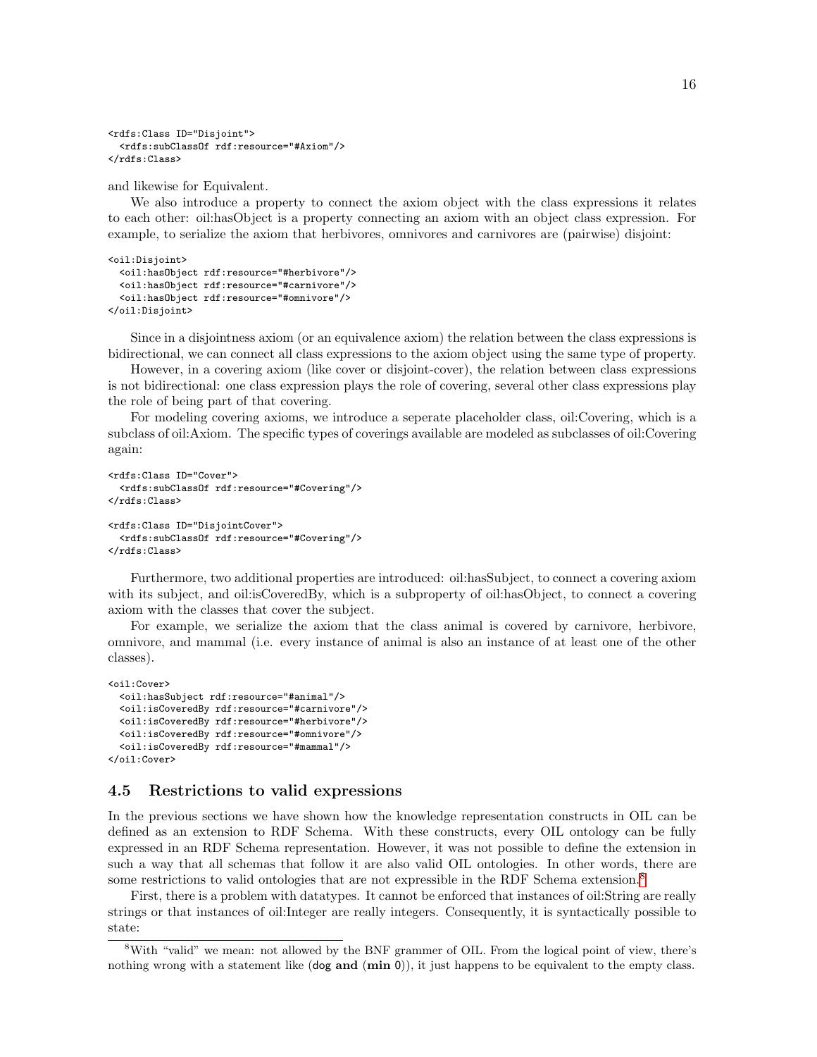```
<rdfs:Class ID="Disjoint">
  <rdfs:subClassOf rdf:resource="#Axiom"/>
</rdfs:Class>
```

and likewise for Equivalent.

We also introduce a property to connect the axiom object with the class expressions it relates to each other: oil:hasObject is a property connecting an axiom with an object class expression. For example, to serialize the axiom that herbivores, omnivores and carnivores are (pairwise) disjoint:

```
<oil:Disjoint>
  <oil:hasObject rdf:resource="#herbivore"/>
  <oil:hasObject rdf:resource="#carnivore"/>
  <oil:hasObject rdf:resource="#omnivore"/>
</oil:Disjoint>
```

Since in a disjointness axiom (or an equivalence axiom) the relation between the class expressions is bidirectional, we can connect all class expressions to the axiom object using the same type of property.

However, in a covering axiom (like cover or disjoint-cover), the relation between class expressions is not bidirectional: one class expression plays the role of covering, several other class expressions play the role of being part of that covering.

For modeling covering axioms, we introduce a seperate placeholder class, oil:Covering, which is a subclass of oil:Axiom. The specific types of coverings available are modeled as subclasses of oil:Covering again:

```
<rdfs:Class ID="Cover">
  <rdfs:subClassOf rdf:resource="#Covering"/>
</rdfs:Class>

<rdfs:Class ID="DisjointCover">
  <rdfs:subClassOf rdf:resource="#Covering"/>
</rdfs:Class>
```

Furthermore, two additional properties are introduced: oil:hasSubject, to connect a covering axiom with its subject, and oil:isCoveredBy, which is a subproperty of oil:hasObject, to connect a covering axiom with the classes that cover the subject.

For example, we serialize the axiom that the class animal is covered by carnivore, herbivore, omnivore, and mammal (i.e. every instance of animal is also an instance of at least one of the other classes).

```
<oil:Cover>
  <oil:hasSubject rdf:resource="#animal"/>
  <oil:isCoveredBy rdf:resource="#carnivore"/>
  <oil:isCoveredBy rdf:resource="#herbivore"/>
  <oil:isCoveredBy rdf:resource="#omnivore"/>
  <oil:isCoveredBy rdf:resource="#mammal"/>
</oil:Cover>
```

### 4.5 Restrictions to valid expressions

In the previous sections we have shown how the knowledge representation constructs in OIL can be defined as an extension to RDF Schema. With these constructs, every OIL ontology can be fully expressed in an RDF Schema representation. However, it was not possible to define the extension in such a way that all schemas that follow it are also valid OIL ontologies. In other words, there are some restrictions to valid ontologies that are not expressible in the RDF Schema extension.[8]

First, there is a problem with datatypes. It cannot be enforced that instances of oil:String are really strings or that instances of oil:Integer are really integers. Consequently, it is syntactically possible to state:

[8] With "valid" we mean: not allowed by the BNF grammer of OIL. From the logical point of view, there's nothing wrong with a statement like (dog **and** (**min** 0)), it just happens to be equivalent to the empty class.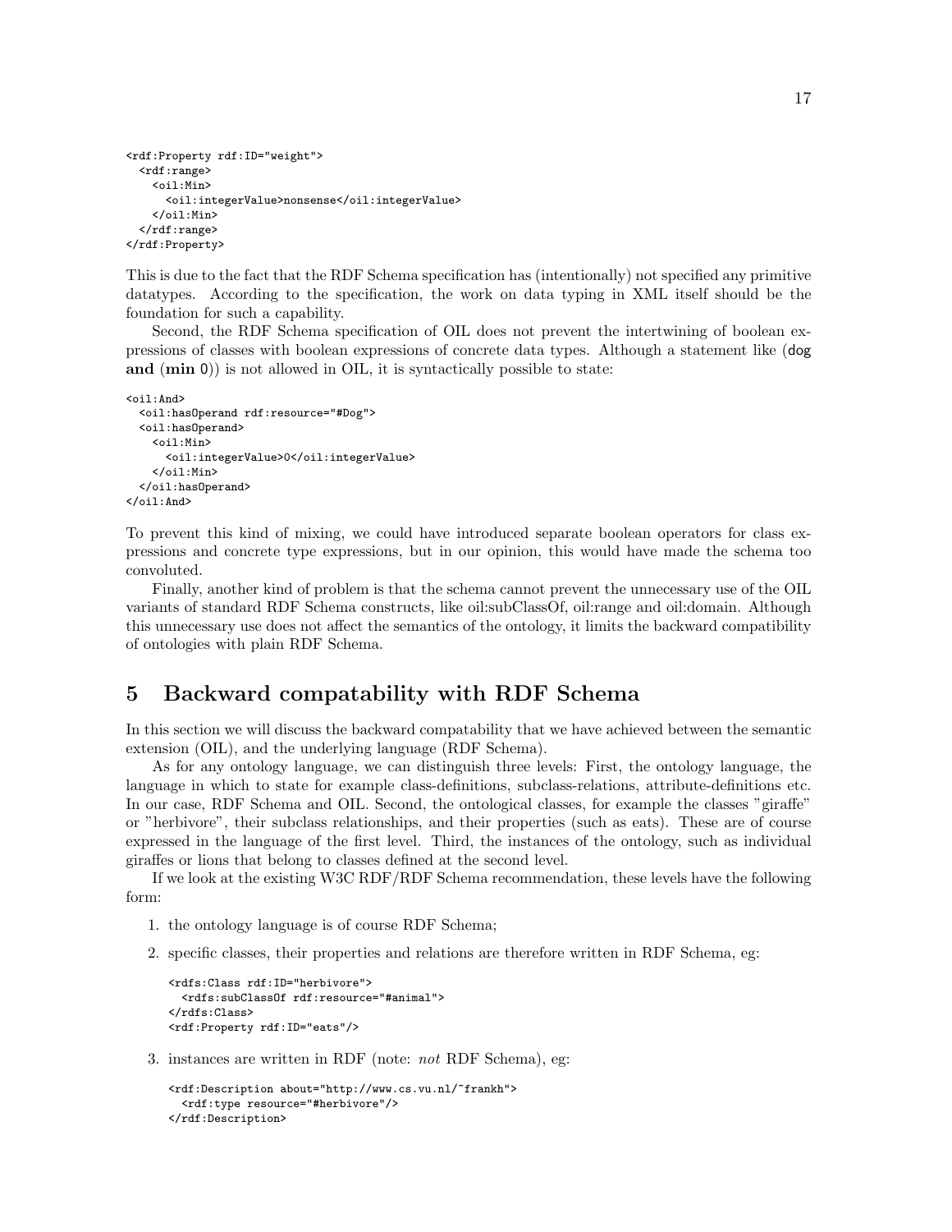```
<rdf:Property rdf:ID="weight">
  <rdf:range>
    <oil:Min>
      <oil:integerValue>nonsense</oil:integerValue>
    </oil:Min>
  </rdf:range>
</rdf:Property>
```

This is due to the fact that the RDF Schema specification has (intentionally) not specified any primitive datatypes. According to the specification, the work on data typing in XML itself should be the foundation for such a capability.

Second, the RDF Schema specification of OIL does not prevent the intertwining of boolean expressions of classes with boolean expressions of concrete data types. Although a statement like (dog **and** (**min** 0)) is not allowed in OIL, it is syntactically possible to state:

```
<oil:And>
  <oil:hasOperand rdf:resource="#Dog">
  <oil:hasOperand>
    <oil:Min>
      <oil:integerValue>0</oil:integerValue>
    </oil:Min>
  </oil:hasOperand>
</oil:And>
```

To prevent this kind of mixing, we could have introduced separate boolean operators for class expressions and concrete type expressions, but in our opinion, this would have made the schema too convoluted.

Finally, another kind of problem is that the schema cannot prevent the unnecessary use of the OIL variants of standard RDF Schema constructs, like oil:subClassOf, oil:range and oil:domain. Although this unnecessary use does not affect the semantics of the ontology, it limits the backward compatibility of ontologies with plain RDF Schema.

## 5 Backward compatability with RDF Schema

In this section we will discuss the backward compatability that we have achieved between the semantic extension (OIL), and the underlying language (RDF Schema).

As for any ontology language, we can distinguish three levels: First, the ontology language, the language in which to state for example class-definitions, subclass-relations, attribute-definitions etc. In our case, RDF Schema and OIL. Second, the ontological classes, for example the classes "giraffe" or "herbivore", their subclass relationships, and their properties (such as eats). These are of course expressed in the language of the first level. Third, the instances of the ontology, such as individual giraffes or lions that belong to classes defined at the second level.

If we look at the existing W3C RDF/RDF Schema recommendation, these levels have the following form:

1. the ontology language is of course RDF Schema;
2. specific classes, their properties and relations are therefore written in RDF Schema, eg:

```
<rdfs:Class rdf:ID="herbivore">
  <rdfs:subClassOf rdf:resource="#animal">
</rdfs:Class>
<rdf:Property rdf:ID="eats"/>
```

3. instances are written in RDF (note: *not* RDF Schema), eg:

```
<rdf:Description about="http://www.cs.vu.nl/~frankh">
  <rdf:type resource="#herbivore"/>
</rdf:Description>
```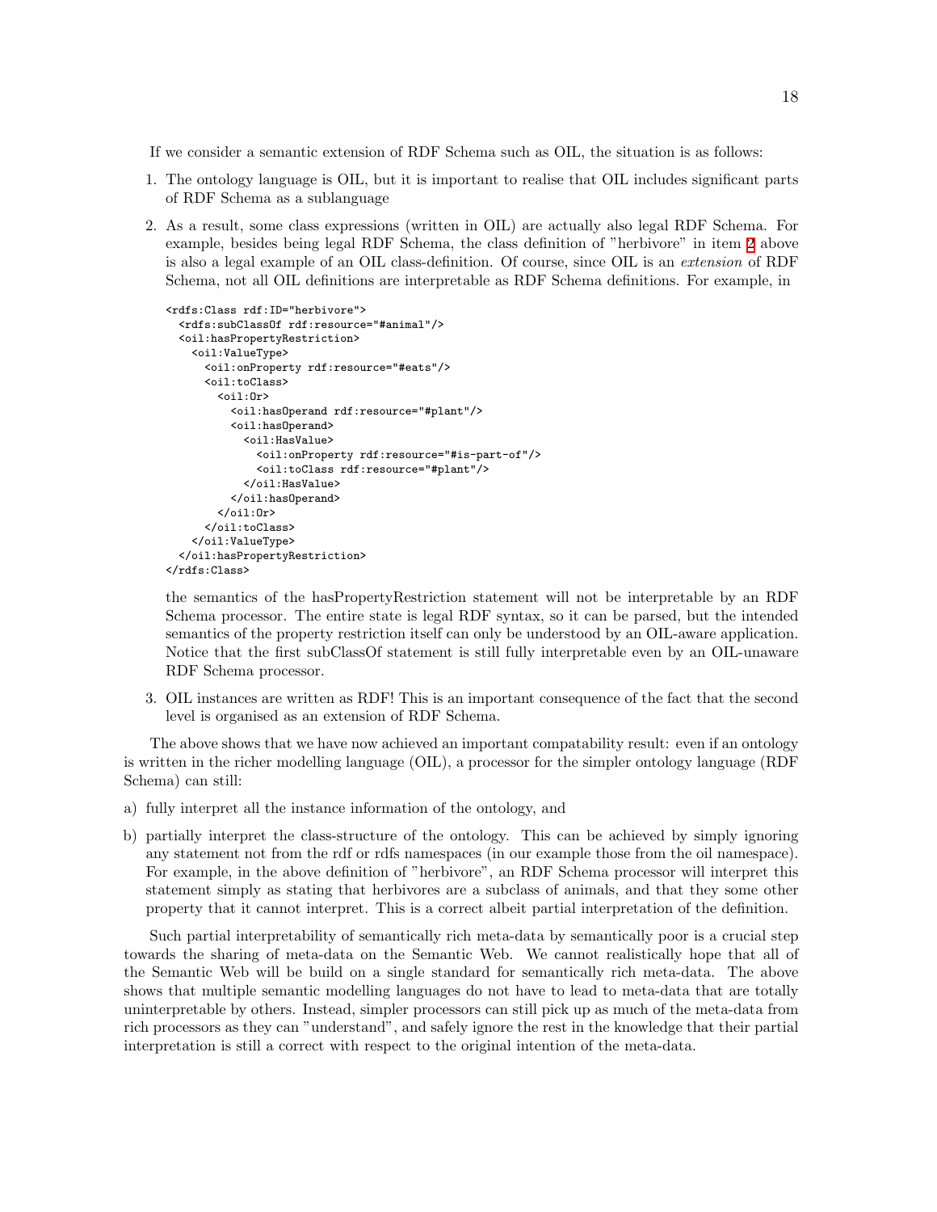If we consider a semantic extension of RDF Schema such as OIL, the situation is as follows:

1. The ontology language is OIL, but it is important to realise that OIL includes significant parts of RDF Schema as a sublanguage

2. As a result, some class expressions (written in OIL) are actually also legal RDF Schema. For example, besides being legal RDF Schema, the class definition of "herbivore" in item 2 above is also a legal example of an OIL class-definition. Of course, since OIL is an *extension* of RDF Schema, not all OIL definitions are interpretable as RDF Schema definitions. For example, in

```
<rdfs:Class rdf:ID="herbivore">
  <rdfs:subClassOf rdf:resource="#animal"/>
  <oil:hasPropertyRestriction>
    <oil:ValueType>
      <oil:onProperty rdf:resource="#eats"/>
      <oil:toClass>
        <oil:Or>
          <oil:hasOperand rdf:resource="#plant"/>
          <oil:hasOperand>
            <oil:HasValue>
              <oil:onProperty rdf:resource="#is-part-of"/>
              <oil:toClass rdf:resource="#plant"/>
            </oil:HasValue>
          </oil:hasOperand>
        </oil:Or>
      </oil:toClass>
    </oil:ValueType>
  </oil:hasPropertyRestriction>
</rdfs:Class>
```

   the semantics of the hasPropertyRestriction statement will not be interpretable by an RDF Schema processor. The entire state is legal RDF syntax, so it can be parsed, but the intended semantics of the property restriction itself can only be understood by an OIL-aware application. Notice that the first subClassOf statement is still fully interpretable even by an OIL-unaware RDF Schema processor.

3. OIL instances are written as RDF! This is an important consequence of the fact that the second level is organised as an extension of RDF Schema.

The above shows that we have now achieved an important compatability result: even if an ontology is written in the richer modelling language (OIL), a processor for the simpler ontology language (RDF Schema) can still:

a) fully interpret all the instance information of the ontology, and

b) partially interpret the class-structure of the ontology. This can be achieved by simply ignoring any statement not from the rdf or rdfs namespaces (in our example those from the oil namespace). For example, in the above definition of "herbivore", an RDF Schema processor will interpret this statement simply as stating that herbivores are a subclass of animals, and that they some other property that it cannot interpret. This is a correct albeit partial interpretation of the definition.

Such partial interpretability of semantically rich meta-data by semantically poor is a crucial step towards the sharing of meta-data on the Semantic Web. We cannot realistically hope that all of the Semantic Web will be build on a single standard for semantically rich meta-data. The above shows that multiple semantic modelling languages do not have to lead to meta-data that are totally uninterpretable by others. Instead, simpler processors can still pick up as much of the meta-data from rich processors as they can "understand", and safely ignore the rest in the knowledge that their partial interpretation is still a correct with respect to the original intention of the meta-data.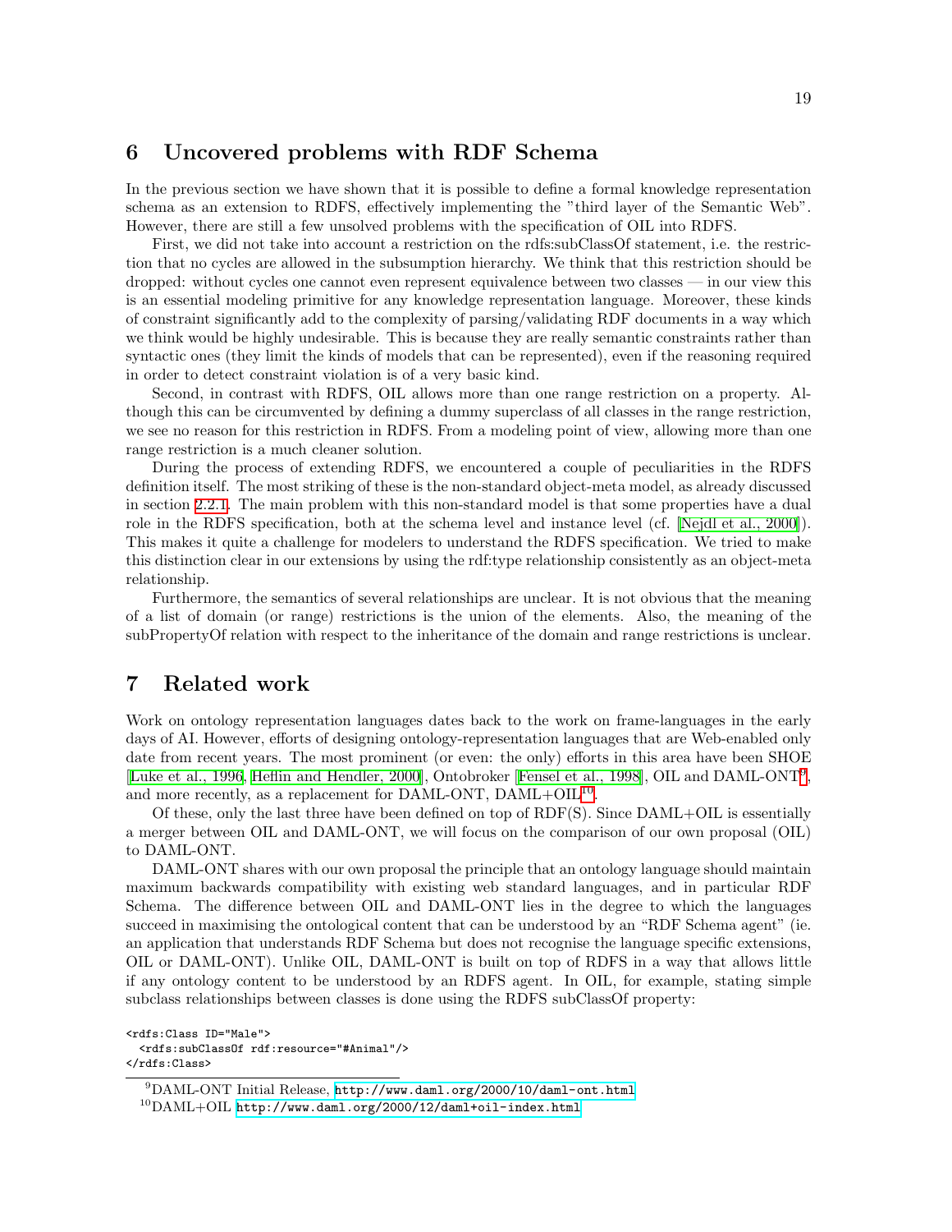## 6 Uncovered problems with RDF Schema

In the previous section we have shown that it is possible to define a formal knowledge representation schema as an extension to RDFS, effectively implementing the "third layer of the Semantic Web". However, there are still a few unsolved problems with the specification of OIL into RDFS.

First, we did not take into account a restriction on the rdfs:subClassOf statement, i.e. the restriction that no cycles are allowed in the subsumption hierarchy. We think that this restriction should be dropped: without cycles one cannot even represent equivalence between two classes — in our view this is an essential modeling primitive for any knowledge representation language. Moreover, these kinds of constraint significantly add to the complexity of parsing/validating RDF documents in a way which we think would be highly undesirable. This is because they are really semantic constraints rather than syntactic ones (they limit the kinds of models that can be represented), even if the reasoning required in order to detect constraint violation is of a very basic kind.

Second, in contrast with RDFS, OIL allows more than one range restriction on a property. Although this can be circumvented by defining a dummy superclass of all classes in the range restriction, we see no reason for this restriction in RDFS. From a modeling point of view, allowing more than one range restriction is a much cleaner solution.

During the process of extending RDFS, we encountered a couple of peculiarities in the RDFS definition itself. The most striking of these is the non-standard object-meta model, as already discussed in section 2.2.1. The main problem with this non-standard model is that some properties have a dual role in the RDFS specification, both at the schema level and instance level (cf. [Nejdl et al., 2000]). This makes it quite a challenge for modelers to understand the RDFS specification. We tried to make this distinction clear in our extensions by using the rdf:type relationship consistently as an object-meta relationship.

Furthermore, the semantics of several relationships are unclear. It is not obvious that the meaning of a list of domain (or range) restrictions is the union of the elements. Also, the meaning of the subPropertyOf relation with respect to the inheritance of the domain and range restrictions is unclear.

## 7 Related work

Work on ontology representation languages dates back to the work on frame-languages in the early days of AI. However, efforts of designing ontology-representation languages that are Web-enabled only date from recent years. The most prominent (or even: the only) efforts in this area have been SHOE [Luke et al., 1996, Heflin and Hendler, 2000], Ontobroker [Fensel et al., 1998], OIL and DAML-ONT[9], and more recently, as a replacement for DAML-ONT, DAML+OIL[10].

Of these, only the last three have been defined on top of RDF(S). Since DAML+OIL is essentially a merger between OIL and DAML-ONT, we will focus on the comparison of our own proposal (OIL) to DAML-ONT.

DAML-ONT shares with our own proposal the principle that an ontology language should maintain maximum backwards compatibility with existing web standard languages, and in particular RDF Schema. The difference between OIL and DAML-ONT lies in the degree to which the languages succeed in maximising the ontological content that can be understood by an "RDF Schema agent" (ie. an application that understands RDF Schema but does not recognise the language specific extensions, OIL or DAML-ONT). Unlike OIL, DAML-ONT is built on top of RDFS in a way that allows little if any ontology content to be understood by an RDFS agent. In OIL, for example, stating simple subclass relationships between classes is done using the RDFS subClassOf property:

```
<rdfs:Class ID="Male">
  <rdfs:subClassOf rdf:resource="#Animal"/>
</rdfs:Class>
```

[9] DAML-ONT Initial Release, http://www.daml.org/2000/10/daml-ont.html

[10] DAML+OIL http://www.daml.org/2000/12/daml+oil-index.html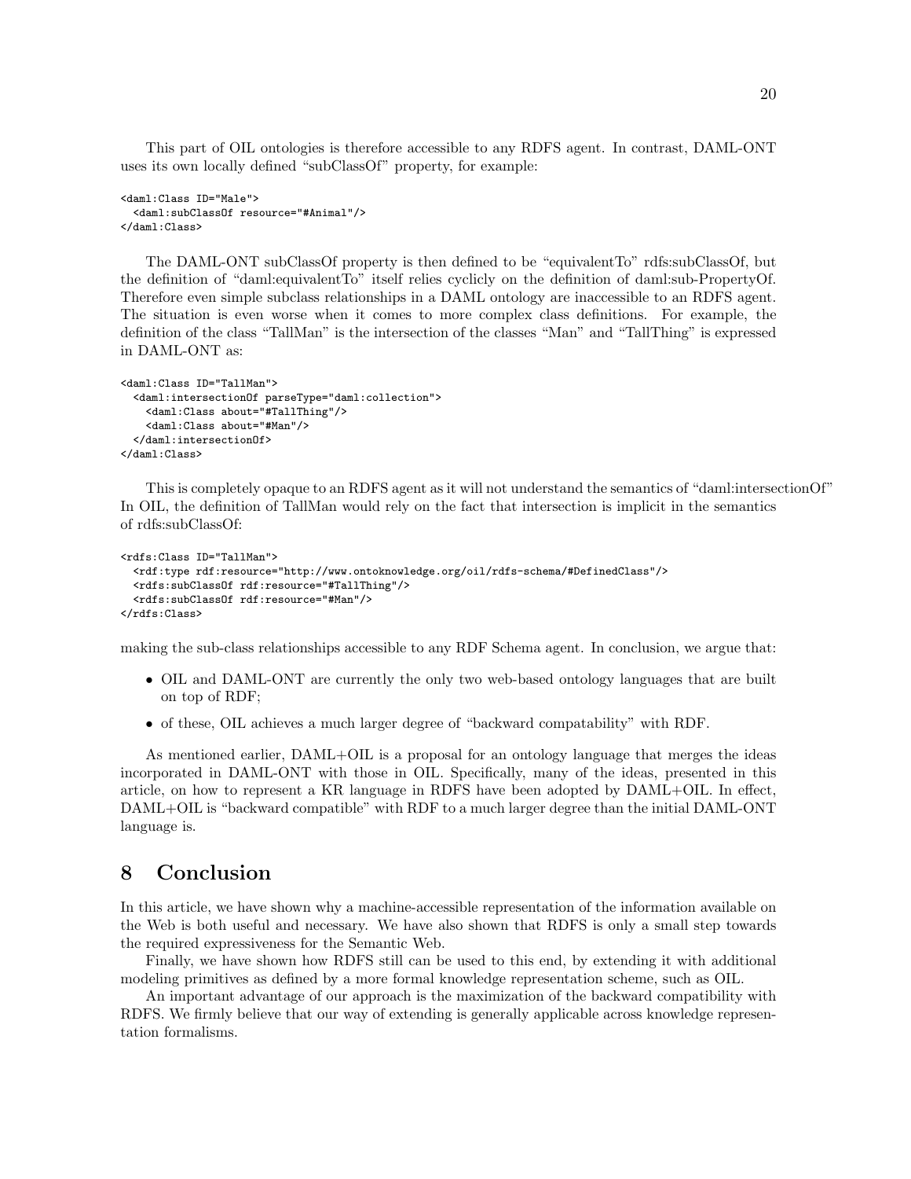This part of OIL ontologies is therefore accessible to any RDFS agent. In contrast, DAML-ONT uses its own locally defined "subClassOf" property, for example:

```
<daml:Class ID="Male">
  <daml:subClassOf resource="#Animal"/>
</daml:Class>
```

The DAML-ONT subClassOf property is then defined to be "equivalentTo" rdfs:subClassOf, but the definition of "daml:equivalentTo" itself relies cyclicly on the definition of daml:sub-PropertyOf. Therefore even simple subclass relationships in a DAML ontology are inaccessible to an RDFS agent. The situation is even worse when it comes to more complex class definitions. For example, the definition of the class "TallMan" is the intersection of the classes "Man" and "TallThing" is expressed in DAML-ONT as:

```
<daml:Class ID="TallMan">
  <daml:intersectionOf parseType="daml:collection">
    <daml:Class about="#TallThing"/>
    <daml:Class about="#Man"/>
  </daml:intersectionOf>
</daml:Class>
```

This is completely opaque to an RDFS agent as it will not understand the semantics of "daml:intersectionOf" In OIL, the definition of TallMan would rely on the fact that intersection is implicit in the semantics of rdfs:subClassOf:

```
<rdfs:Class ID="TallMan">
  <rdf:type rdf:resource="http://www.ontoknowledge.org/oil/rdfs-schema/#DefinedClass"/>
  <rdfs:subClassOf rdf:resource="#TallThing"/>
  <rdfs:subClassOf rdf:resource="#Man"/>
</rdfs:Class>
```

making the sub-class relationships accessible to any RDF Schema agent. In conclusion, we argue that:

- OIL and DAML-ONT are currently the only two web-based ontology languages that are built on top of RDF;
- of these, OIL achieves a much larger degree of "backward compatability" with RDF.

As mentioned earlier, DAML+OIL is a proposal for an ontology language that merges the ideas incorporated in DAML-ONT with those in OIL. Specifically, many of the ideas, presented in this article, on how to represent a KR language in RDFS have been adopted by DAML+OIL. In effect, DAML+OIL is "backward compatible" with RDF to a much larger degree than the initial DAML-ONT language is.

# 8 Conclusion

In this article, we have shown why a machine-accessible representation of the information available on the Web is both useful and necessary. We have also shown that RDFS is only a small step towards the required expressiveness for the Semantic Web.

Finally, we have shown how RDFS still can be used to this end, by extending it with additional modeling primitives as defined by a more formal knowledge representation scheme, such as OIL.

An important advantage of our approach is the maximization of the backward compatibility with RDFS. We firmly believe that our way of extending is generally applicable across knowledge representation formalisms.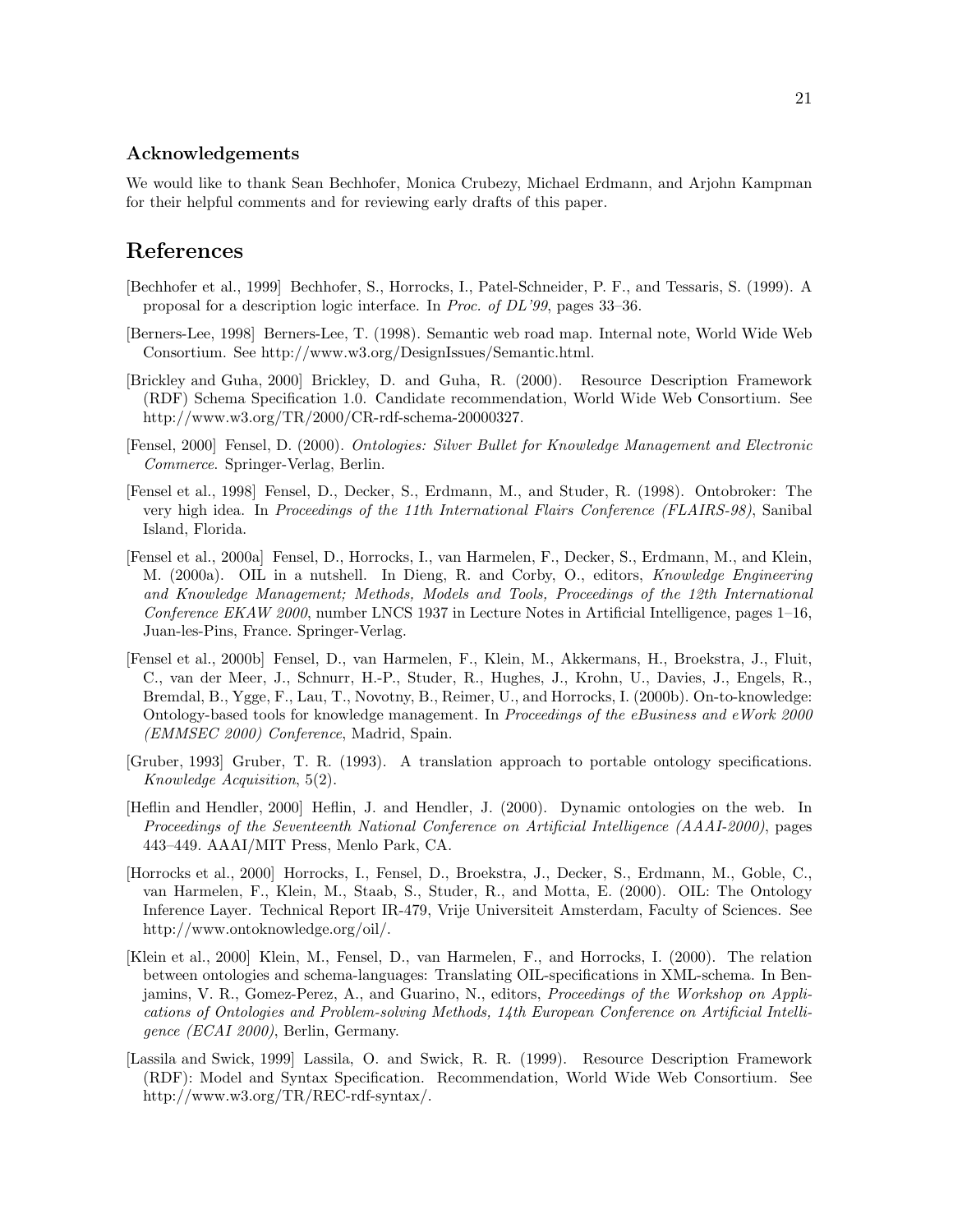### Acknowledgements

We would like to thank Sean Bechhofer, Monica Crubezy, Michael Erdmann, and Arjohn Kampman for their helpful comments and for reviewing early drafts of this paper.

## References

[Bechhofer et al., 1999] Bechhofer, S., Horrocks, I., Patel-Schneider, P. F., and Tessaris, S. (1999). A proposal for a description logic interface. In *Proc. of DL'99*, pages 33–36.

[Berners-Lee, 1998] Berners-Lee, T. (1998). Semantic web road map. Internal note, World Wide Web Consortium. See http://www.w3.org/DesignIssues/Semantic.html.

[Brickley and Guha, 2000] Brickley, D. and Guha, R. (2000). Resource Description Framework (RDF) Schema Specification 1.0. Candidate recommendation, World Wide Web Consortium. See http://www.w3.org/TR/2000/CR-rdf-schema-20000327.

[Fensel, 2000] Fensel, D. (2000). *Ontologies: Silver Bullet for Knowledge Management and Electronic Commerce*. Springer-Verlag, Berlin.

[Fensel et al., 1998] Fensel, D., Decker, S., Erdmann, M., and Studer, R. (1998). Ontobroker: The very high idea. In *Proceedings of the 11th International Flairs Conference (FLAIRS-98)*, Sanibal Island, Florida.

[Fensel et al., 2000a] Fensel, D., Horrocks, I., van Harmelen, F., Decker, S., Erdmann, M., and Klein, M. (2000a). OIL in a nutshell. In Dieng, R. and Corby, O., editors, *Knowledge Engineering and Knowledge Management; Methods, Models and Tools, Proceedings of the 12th International Conference EKAW 2000*, number LNCS 1937 in Lecture Notes in Artificial Intelligence, pages 1–16, Juan-les-Pins, France. Springer-Verlag.

[Fensel et al., 2000b] Fensel, D., van Harmelen, F., Klein, M., Akkermans, H., Broekstra, J., Fluit, C., van der Meer, J., Schnurr, H.-P., Studer, R., Hughes, J., Krohn, U., Davies, J., Engels, R., Bremdal, B., Ygge, F., Lau, T., Novotny, B., Reimer, U., and Horrocks, I. (2000b). On-to-knowledge: Ontology-based tools for knowledge management. In *Proceedings of the eBusiness and eWork 2000 (EMMSEC 2000) Conference*, Madrid, Spain.

[Gruber, 1993] Gruber, T. R. (1993). A translation approach to portable ontology specifications. *Knowledge Acquisition*, 5(2).

[Heflin and Hendler, 2000] Heflin, J. and Hendler, J. (2000). Dynamic ontologies on the web. In *Proceedings of the Seventeenth National Conference on Artificial Intelligence (AAAI-2000)*, pages 443–449. AAAI/MIT Press, Menlo Park, CA.

[Horrocks et al., 2000] Horrocks, I., Fensel, D., Broekstra, J., Decker, S., Erdmann, M., Goble, C., van Harmelen, F., Klein, M., Staab, S., Studer, R., and Motta, E. (2000). OIL: The Ontology Inference Layer. Technical Report IR-479, Vrije Universiteit Amsterdam, Faculty of Sciences. See http://www.ontoknowledge.org/oil/.

[Klein et al., 2000] Klein, M., Fensel, D., van Harmelen, F., and Horrocks, I. (2000). The relation between ontologies and schema-languages: Translating OIL-specifications in XML-schema. In Benjamins, V. R., Gomez-Perez, A., and Guarino, N., editors, *Proceedings of the Workshop on Applications of Ontologies and Problem-solving Methods, 14th European Conference on Artificial Intelligence (ECAI 2000)*, Berlin, Germany.

[Lassila and Swick, 1999] Lassila, O. and Swick, R. R. (1999). Resource Description Framework (RDF): Model and Syntax Specification. Recommendation, World Wide Web Consortium. See http://www.w3.org/TR/REC-rdf-syntax/.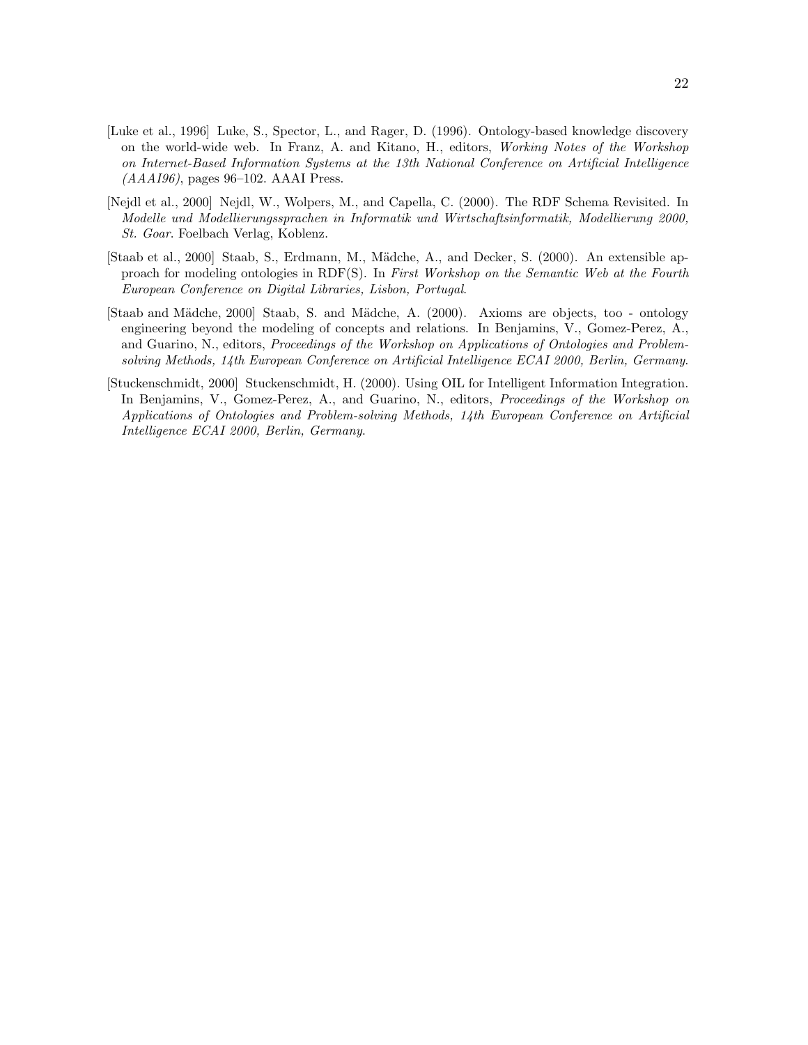[Luke et al., 1996] Luke, S., Spector, L., and Rager, D. (1996). Ontology-based knowledge discovery on the world-wide web. In Franz, A. and Kitano, H., editors, *Working Notes of the Workshop on Internet-Based Information Systems at the 13th National Conference on Artificial Intelligence (AAAI96)*, pages 96–102. AAAI Press.

[Nejdl et al., 2000] Nejdl, W., Wolpers, M., and Capella, C. (2000). The RDF Schema Revisited. In *Modelle und Modellierungssprachen in Informatik und Wirtschaftsinformatik, Modellierung 2000, St. Goar*. Foelbach Verlag, Koblenz.

[Staab et al., 2000] Staab, S., Erdmann, M., Mädche, A., and Decker, S. (2000). An extensible approach for modeling ontologies in RDF(S). In *First Workshop on the Semantic Web at the Fourth European Conference on Digital Libraries, Lisbon, Portugal*.

[Staab and Mädche, 2000] Staab, S. and Mädche, A. (2000). Axioms are objects, too - ontology engineering beyond the modeling of concepts and relations. In Benjamins, V., Gomez-Perez, A., and Guarino, N., editors, *Proceedings of the Workshop on Applications of Ontologies and Problem-solving Methods, 14th European Conference on Artificial Intelligence ECAI 2000, Berlin, Germany*.

[Stuckenschmidt, 2000] Stuckenschmidt, H. (2000). Using OIL for Intelligent Information Integration. In Benjamins, V., Gomez-Perez, A., and Guarino, N., editors, *Proceedings of the Workshop on Applications of Ontologies and Problem-solving Methods, 14th European Conference on Artificial Intelligence ECAI 2000, Berlin, Germany*.